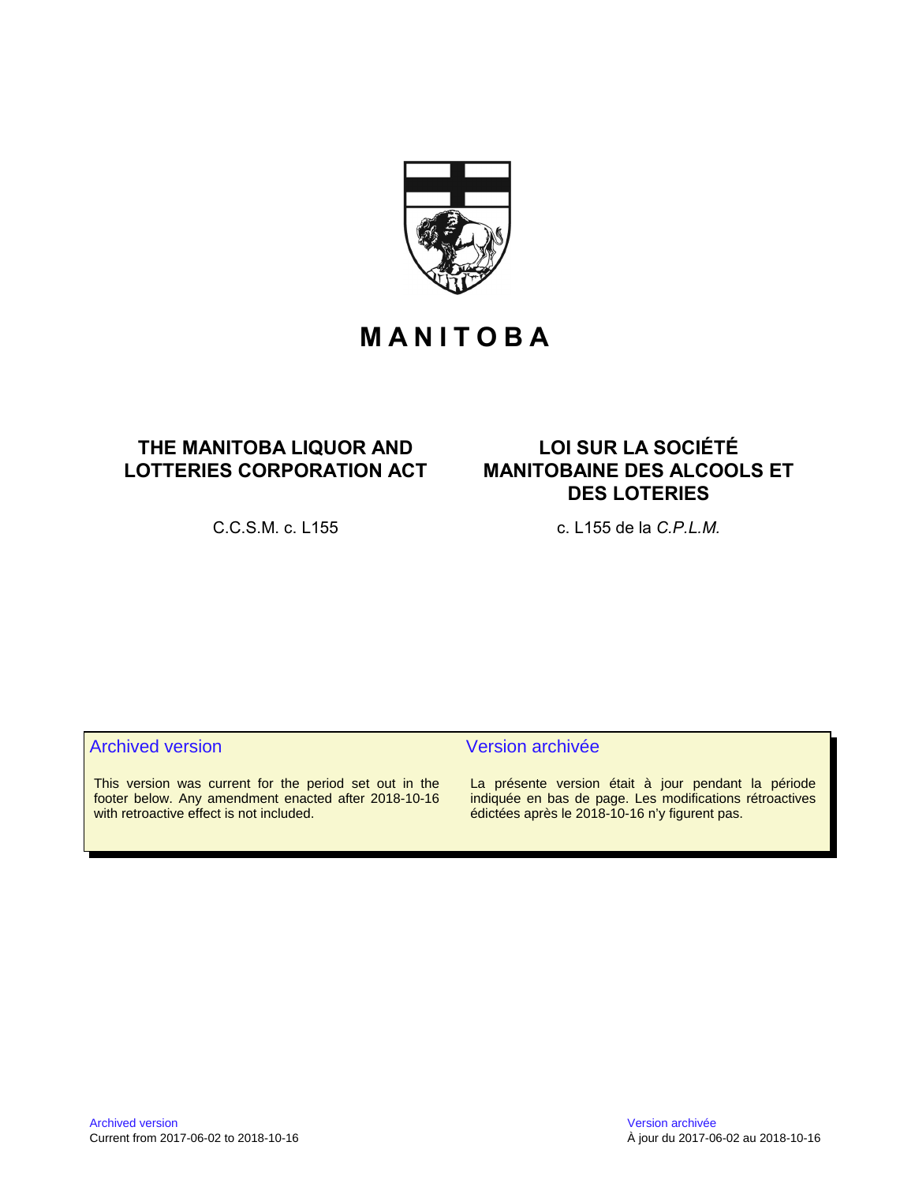# MANITOBA

## THE MANITOBA LIQUOR AND LOTTERIES CORPORATION ACT

C.C.S.M. c. L155

## LOI SUR LA SOCIÉTÉ MANITOBAINE DES ALCOOLS ET DES LOTERIES

c. L155 de la *C.P.L.M.*

### Archived version

This version was current for the period set out in the footer below. Any amendment enacted after 2018-10-16 with retroactive effect is not included.

### Version archivée

La présente version était à jour pendant la période indiquée en bas de page. Les modifications rétroactives édictées après le 2018-10-16 n'y figurent pas.

Archived version
Current from 2017-06-02 to 2018-10-16

Version archivée
À jour du 2017-06-02 au 2018-10-16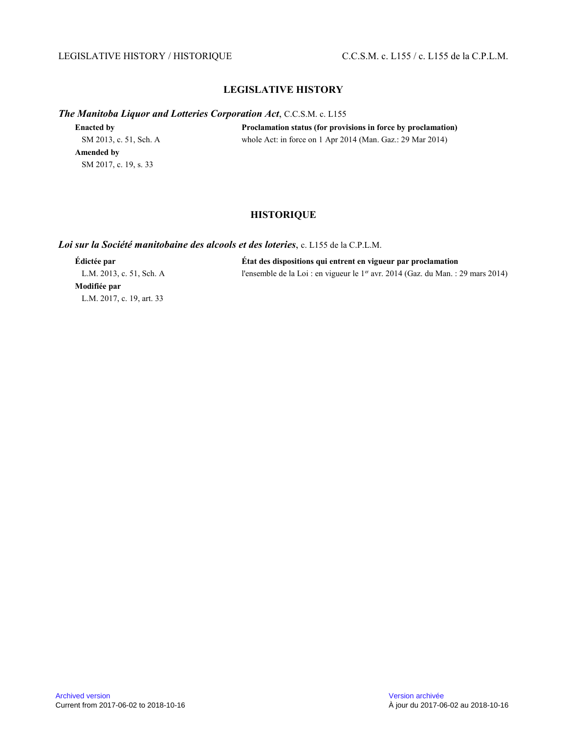## LEGISLATIVE HISTORY

### *The Manitoba Liquor and Lotteries Corporation Act*, C.C.S.M. c. L155

**Enacted by**
SM 2013, c. 51, Sch. A

**Amended by**
SM 2017, c. 19, s. 33

**Proclamation status (for provisions in force by proclamation)**
whole Act: in force on 1 Apr 2014 (Man. Gaz.: 29 Mar 2014)

## HISTORIQUE

### *Loi sur la Société manitobaine des alcools et des loteries*, c. L155 de la C.P.L.M.

**Édictée par**
L.M. 2013, c. 51, Sch. A

**Modifiée par**
L.M. 2017, c. 19, art. 33

**État des dispositions qui entrent en vigueur par proclamation**
l'ensemble de la Loi : en vigueur le 1er avr. 2014 (Gaz. du Man. : 29 mars 2014)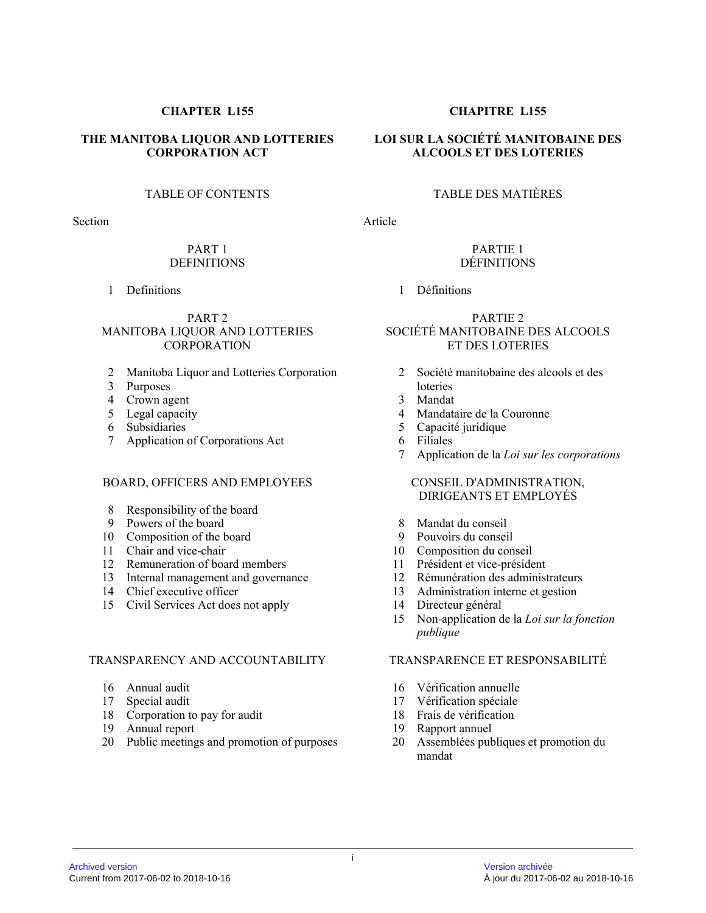**CHAPTER L155**

**THE MANITOBA LIQUOR AND LOTTERIES CORPORATION ACT**

TABLE OF CONTENTS

Section

PART 1
DEFINITIONS

1 Definitions

PART 2
MANITOBA LIQUOR AND LOTTERIES CORPORATION

2 Manitoba Liquor and Lotteries Corporation
3 Purposes
4 Crown agent
5 Legal capacity
6 Subsidiaries
7 Application of Corporations Act

BOARD, OFFICERS AND EMPLOYEES

8 Responsibility of the board
9 Powers of the board
10 Composition of the board
11 Chair and vice-chair
12 Remuneration of board members
13 Internal management and governance
14 Chief executive officer
15 Civil Services Act does not apply

TRANSPARENCY AND ACCOUNTABILITY

16 Annual audit
17 Special audit
18 Corporation to pay for audit
19 Annual report
20 Public meetings and promotion of purposes

**CHAPITRE L155**

**LOI SUR LA SOCIÉTÉ MANITOBAINE DES ALCOOLS ET DES LOTERIES**

TABLE DES MATIÈRES

Article

PARTIE 1
DÉFINITIONS

1 Définitions

PARTIE 2
SOCIÉTÉ MANITOBAINE DES ALCOOLS ET DES LOTERIES

2 Société manitobaine des alcools et des loteries
3 Mandat
4 Mandataire de la Couronne
5 Capacité juridique
6 Filiales
7 Application de la *Loi sur les corporations*

CONSEIL D'ADMINISTRATION, DIRIGEANTS ET EMPLOYÉS

8 Mandat du conseil
9 Pouvoirs du conseil
10 Composition du conseil
11 Président et vice-président
12 Rémunération des administrateurs
13 Administration interne et gestion
14 Directeur général
15 Non-application de la *Loi sur la fonction publique*

TRANSPARENCE ET RESPONSABILITÉ

16 Vérification annuelle
17 Vérification spéciale
18 Frais de vérification
19 Rapport annuel
20 Assemblées publiques et promotion du mandat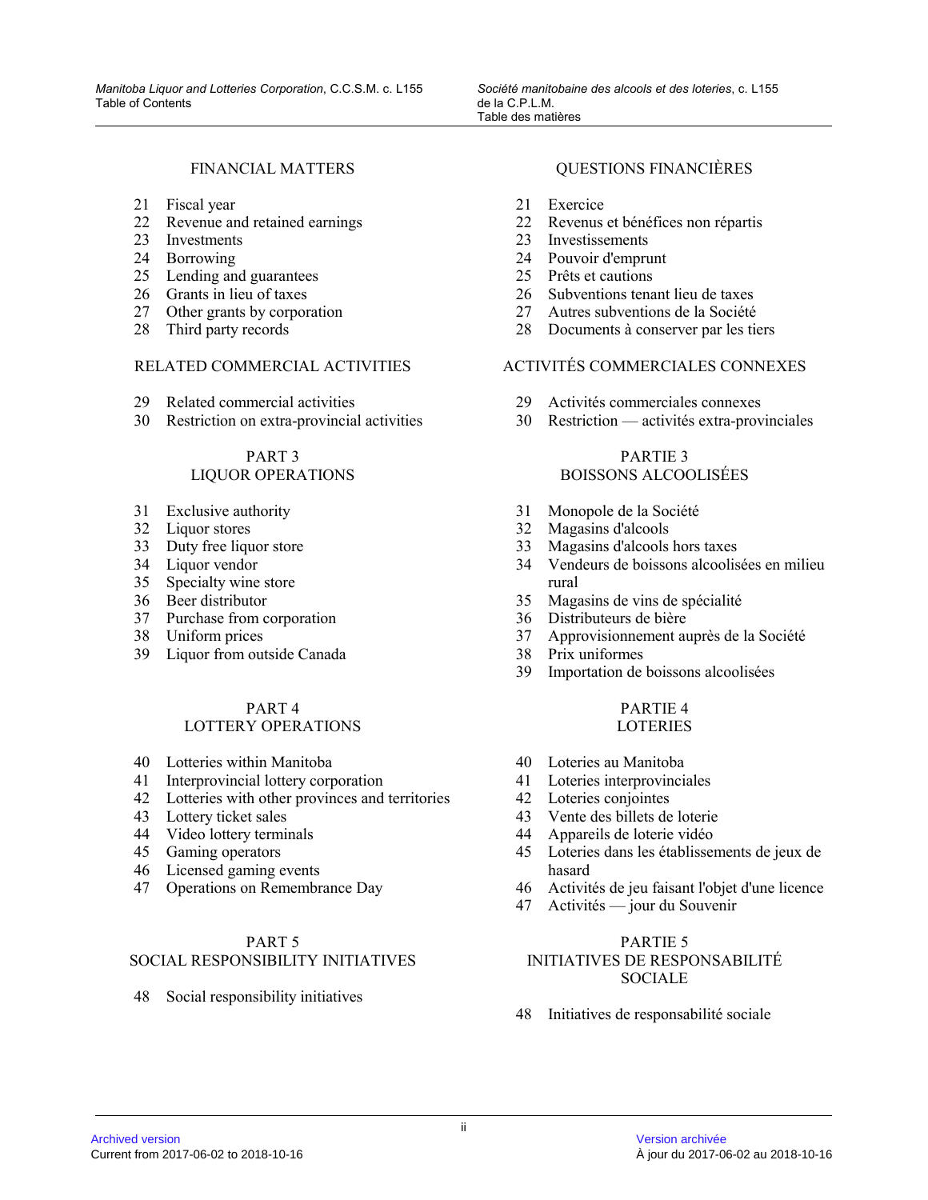## FINANCIAL MATTERS

21 Fiscal year
22 Revenue and retained earnings
23 Investments
24 Borrowing
25 Lending and guarantees
26 Grants in lieu of taxes
27 Other grants by corporation
28 Third party records

## RELATED COMMERCIAL ACTIVITIES

29 Related commercial activities
30 Restriction on extra-provincial activities

## PART 3
## LIQUOR OPERATIONS

31 Exclusive authority
32 Liquor stores
33 Duty free liquor store
34 Liquor vendor
35 Specialty wine store
36 Beer distributor
37 Purchase from corporation
38 Uniform prices
39 Liquor from outside Canada

## PART 4
## LOTTERY OPERATIONS

40 Lotteries within Manitoba
41 Interprovincial lottery corporation
42 Lotteries with other provinces and territories
43 Lottery ticket sales
44 Video lottery terminals
45 Gaming operators
46 Licensed gaming events
47 Operations on Remembrance Day

## PART 5
## SOCIAL RESPONSIBILITY INITIATIVES

48 Social responsibility initiatives

## QUESTIONS FINANCIÈRES

21 Exercice
22 Revenus et bénéfices non répartis
23 Investissements
24 Pouvoir d'emprunt
25 Prêts et cautions
26 Subventions tenant lieu de taxes
27 Autres subventions de la Société
28 Documents à conserver par les tiers

## ACTIVITÉS COMMERCIALES CONNEXES

29 Activités commerciales connexes
30 Restriction — activités extra-provinciales

## PARTIE 3
## BOISSONS ALCOOLISÉES

31 Monopole de la Société
32 Magasins d'alcools
33 Magasins d'alcools hors taxes
34 Vendeurs de boissons alcoolisées en milieu rural
35 Magasins de vins de spécialité
36 Distributeurs de bière
37 Approvisionnement auprès de la Société
38 Prix uniformes
39 Importation de boissons alcoolisées

## PARTIE 4
## LOTERIES

40 Loteries au Manitoba
41 Loteries interprovinciales
42 Loteries conjointes
43 Vente des billets de loterie
44 Appareils de loterie vidéo
45 Loteries dans les établissements de jeux de hasard
46 Activités de jeu faisant l'objet d'une licence
47 Activités — jour du Souvenir

## PARTIE 5
## INITIATIVES DE RESPONSABILITÉ SOCIALE

48 Initiatives de responsabilité sociale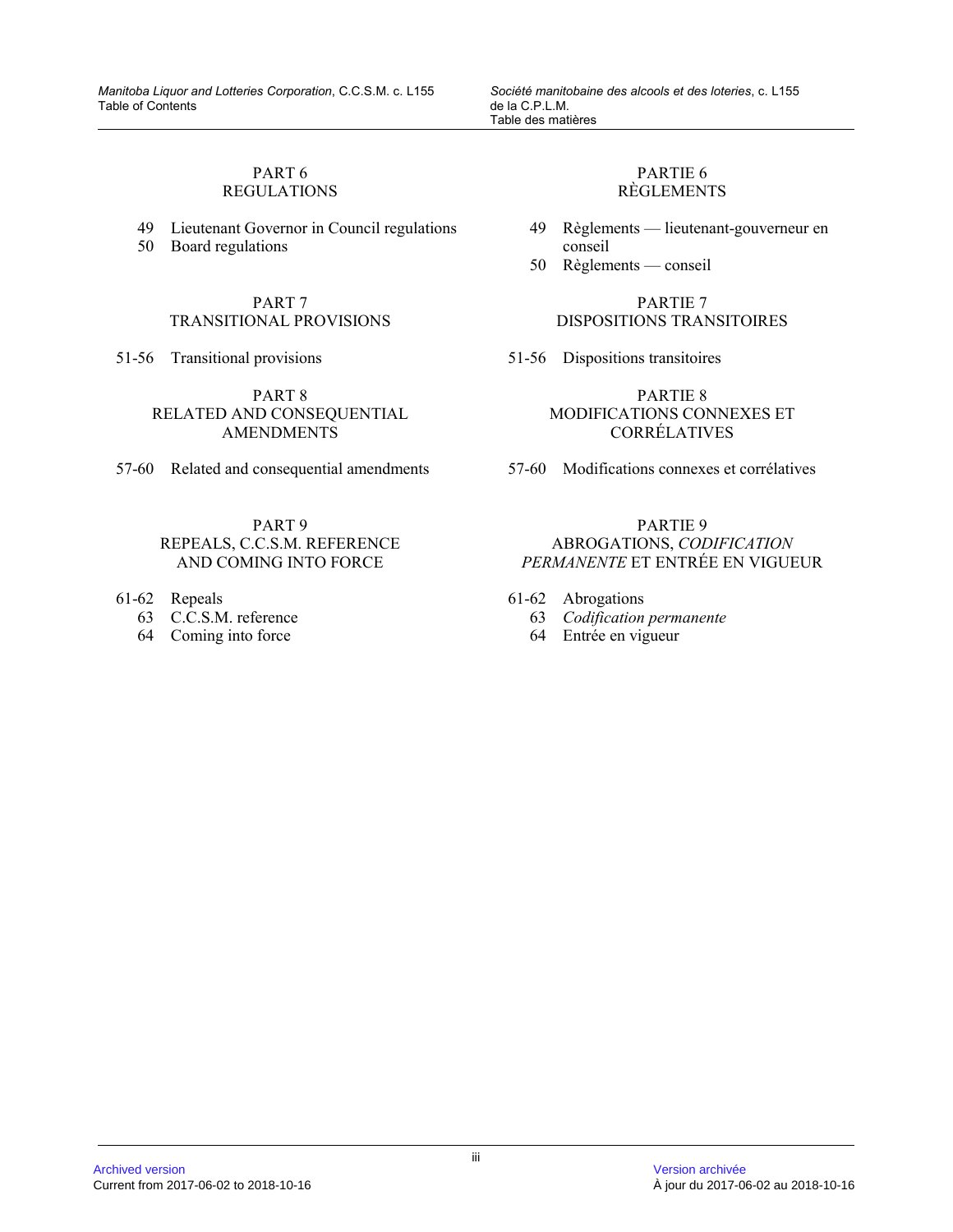PART 6
REGULATIONS

49 Lieutenant Governor in Council regulations
50 Board regulations

PART 7
TRANSITIONAL PROVISIONS

51-56 Transitional provisions

PART 8
RELATED AND CONSEQUENTIAL AMENDMENTS

57-60 Related and consequential amendments

PART 9
REPEALS, C.C.S.M. REFERENCE AND COMING INTO FORCE

61-62 Repeals
63 C.C.S.M. reference
64 Coming into force

PARTIE 6
RÈGLEMENTS

49 Règlements — lieutenant-gouverneur en conseil
50 Règlements — conseil

PARTIE 7
DISPOSITIONS TRANSITOIRES

51-56 Dispositions transitoires

PARTIE 8
MODIFICATIONS CONNEXES ET CORRÉLATIVES

57-60 Modifications connexes et corrélatives

PARTIE 9
ABROGATIONS, *CODIFICATION PERMANENTE* ET ENTRÉE EN VIGUEUR

61-62 Abrogations
63 *Codification permanente*
64 Entrée en vigueur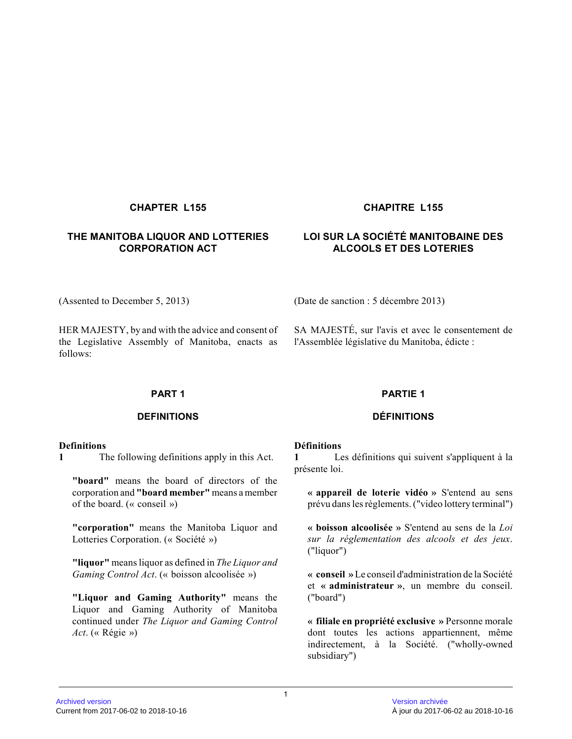## CHAPTER L155

## THE MANITOBA LIQUOR AND LOTTERIES CORPORATION ACT

(Assented to December 5, 2013)

HER MAJESTY, by and with the advice and consent of the Legislative Assembly of Manitoba, enacts as follows:

### PART 1

### DEFINITIONS

**Definitions**

**1** The following definitions apply in this Act.

**"board"** means the board of directors of the corporation and **"board member"** means a member of the board. (« conseil »)

**"corporation"** means the Manitoba Liquor and Lotteries Corporation. (« Société »)

**"liquor"** means liquor as defined in *The Liquor and Gaming Control Act*. (« boisson alcoolisée »)

**"Liquor and Gaming Authority"** means the Liquor and Gaming Authority of Manitoba continued under *The Liquor and Gaming Control Act*. (« Régie »)

## CHAPITRE L155

## LOI SUR LA SOCIÉTÉ MANITOBAINE DES ALCOOLS ET DES LOTERIES

(Date de sanction : 5 décembre 2013)

SA MAJESTÉ, sur l'avis et avec le consentement de l'Assemblée législative du Manitoba, édicte :

### PARTIE 1

### DÉFINITIONS

**Définitions**

**1** Les définitions qui suivent s'appliquent à la présente loi.

**« appareil de loterie vidéo »** S'entend au sens prévu dans les règlements. ("video lottery terminal")

**« boisson alcoolisée »** S'entend au sens de la *Loi sur la réglementation des alcools et des jeux*. ("liquor")

**« conseil »** Le conseil d'administration de la Société et **« administrateur »**, un membre du conseil. ("board")

**« filiale en propriété exclusive »** Personne morale dont toutes les actions appartiennent, même indirectement, à la Société. ("wholly-owned subsidiary")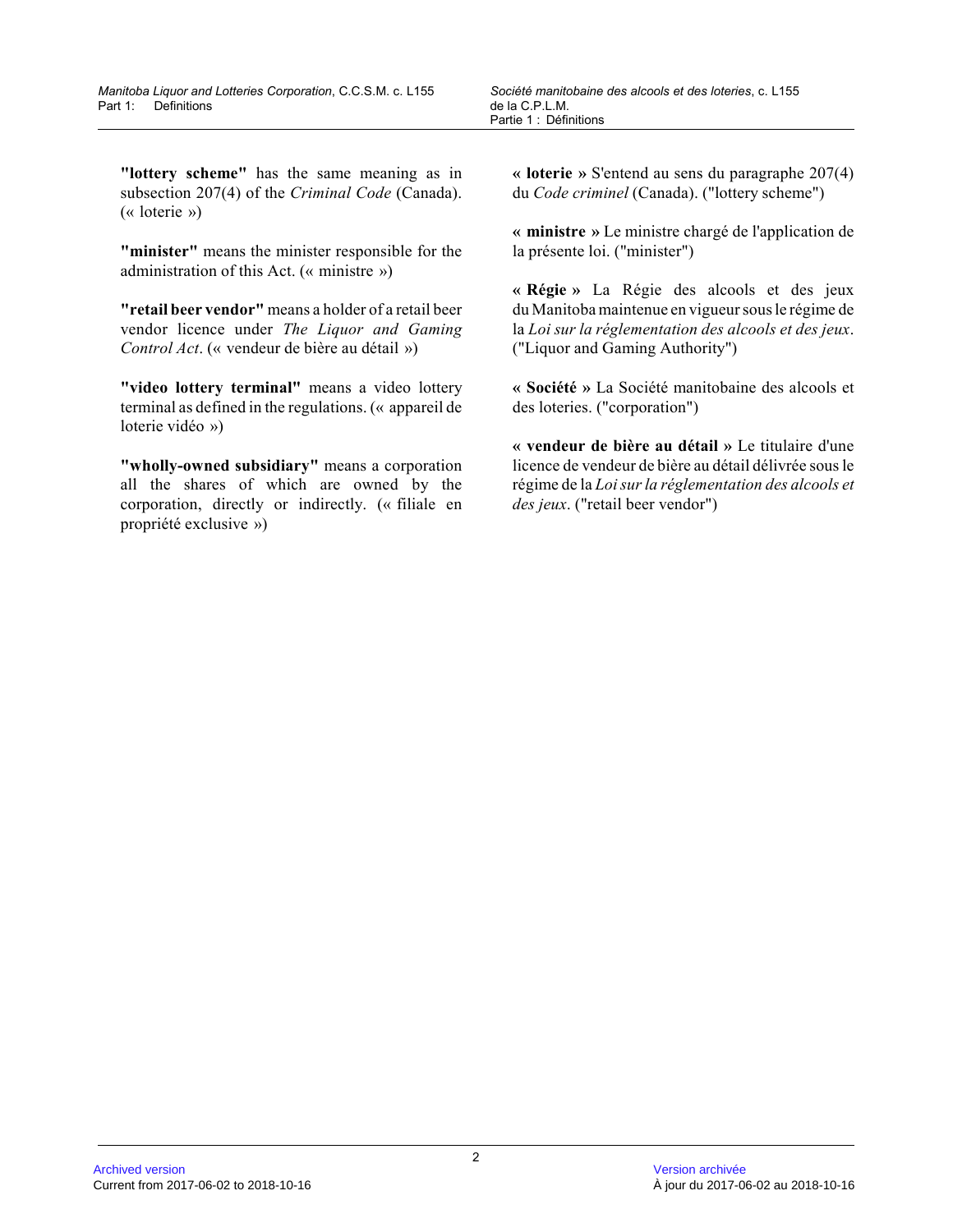**"lottery scheme"** has the same meaning as in subsection 207(4) of the *Criminal Code* (Canada). (« loterie »)

**"minister"** means the minister responsible for the administration of this Act. (« ministre »)

**"retail beer vendor"** means a holder of a retail beer vendor licence under *The Liquor and Gaming Control Act*. (« vendeur de bière au détail »)

**"video lottery terminal"** means a video lottery terminal as defined in the regulations. (« appareil de loterie vidéo »)

**"wholly-owned subsidiary"** means a corporation all the shares of which are owned by the corporation, directly or indirectly. (« filiale en propriété exclusive »)

**« loterie »** S'entend au sens du paragraphe 207(4) du *Code criminel* (Canada). ("lottery scheme")

**« ministre »** Le ministre chargé de l'application de la présente loi. ("minister")

**« Régie »** La Régie des alcools et des jeux du Manitoba maintenue en vigueur sous le régime de la *Loi sur la réglementation des alcools et des jeux*. ("Liquor and Gaming Authority")

**« Société »** La Société manitobaine des alcools et des loteries. ("corporation")

**« vendeur de bière au détail »** Le titulaire d'une licence de vendeur de bière au détail délivrée sous le régime de la *Loi sur la réglementation des alcools et des jeux*. ("retail beer vendor")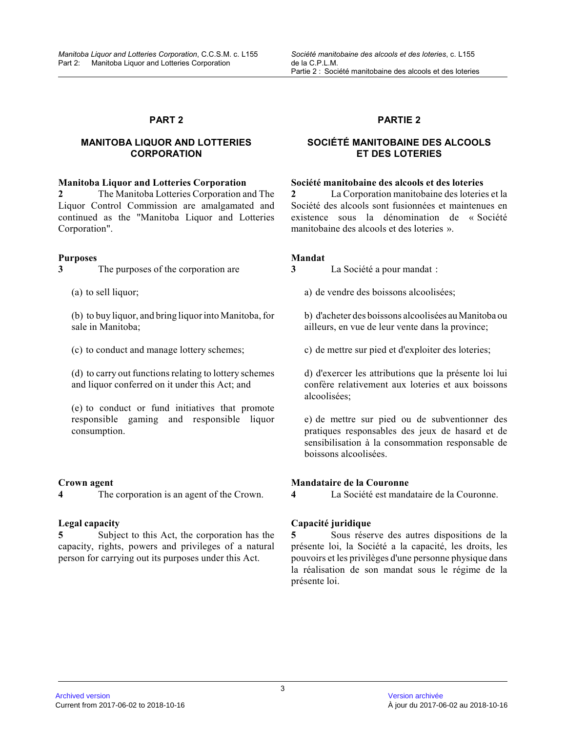## PART 2

### MANITOBA LIQUOR AND LOTTERIES CORPORATION

**Manitoba Liquor and Lotteries Corporation**

**2** The Manitoba Lotteries Corporation and The Liquor Control Commission are amalgamated and continued as the "Manitoba Liquor and Lotteries Corporation".

**Purposes**

**3** The purposes of the corporation are

(a) to sell liquor;

(b) to buy liquor, and bring liquor into Manitoba, for sale in Manitoba;

(c) to conduct and manage lottery schemes;

(d) to carry out functions relating to lottery schemes and liquor conferred on it under this Act; and

(e) to conduct or fund initiatives that promote responsible gaming and responsible liquor consumption.

**Crown agent**

**4** The corporation is an agent of the Crown.

**Legal capacity**

**5** Subject to this Act, the corporation has the capacity, rights, powers and privileges of a natural person for carrying out its purposes under this Act.

## PARTIE 2

### SOCIÉTÉ MANITOBAINE DES ALCOOLS ET DES LOTERIES

**Société manitobaine des alcools et des loteries**

**2** La Corporation manitobaine des loteries et la Société des alcools sont fusionnées et maintenues en existence sous la dénomination de « Société manitobaine des alcools et des loteries ».

**Mandat**

**3** La Société a pour mandat :

a) de vendre des boissons alcoolisées;

b) d'acheter des boissons alcoolisées au Manitoba ou ailleurs, en vue de leur vente dans la province;

c) de mettre sur pied et d'exploiter des loteries;

d) d'exercer les attributions que la présente loi lui confère relativement aux loteries et aux boissons alcoolisées;

e) de mettre sur pied ou de subventionner des pratiques responsables des jeux de hasard et de sensibilisation à la consommation responsable de boissons alcoolisées.

**Mandataire de la Couronne**

**4** La Société est mandataire de la Couronne.

**Capacité juridique**

**5** Sous réserve des autres dispositions de la présente loi, la Société a la capacité, les droits, les pouvoirs et les privilèges d'une personne physique dans la réalisation de son mandat sous le régime de la présente loi.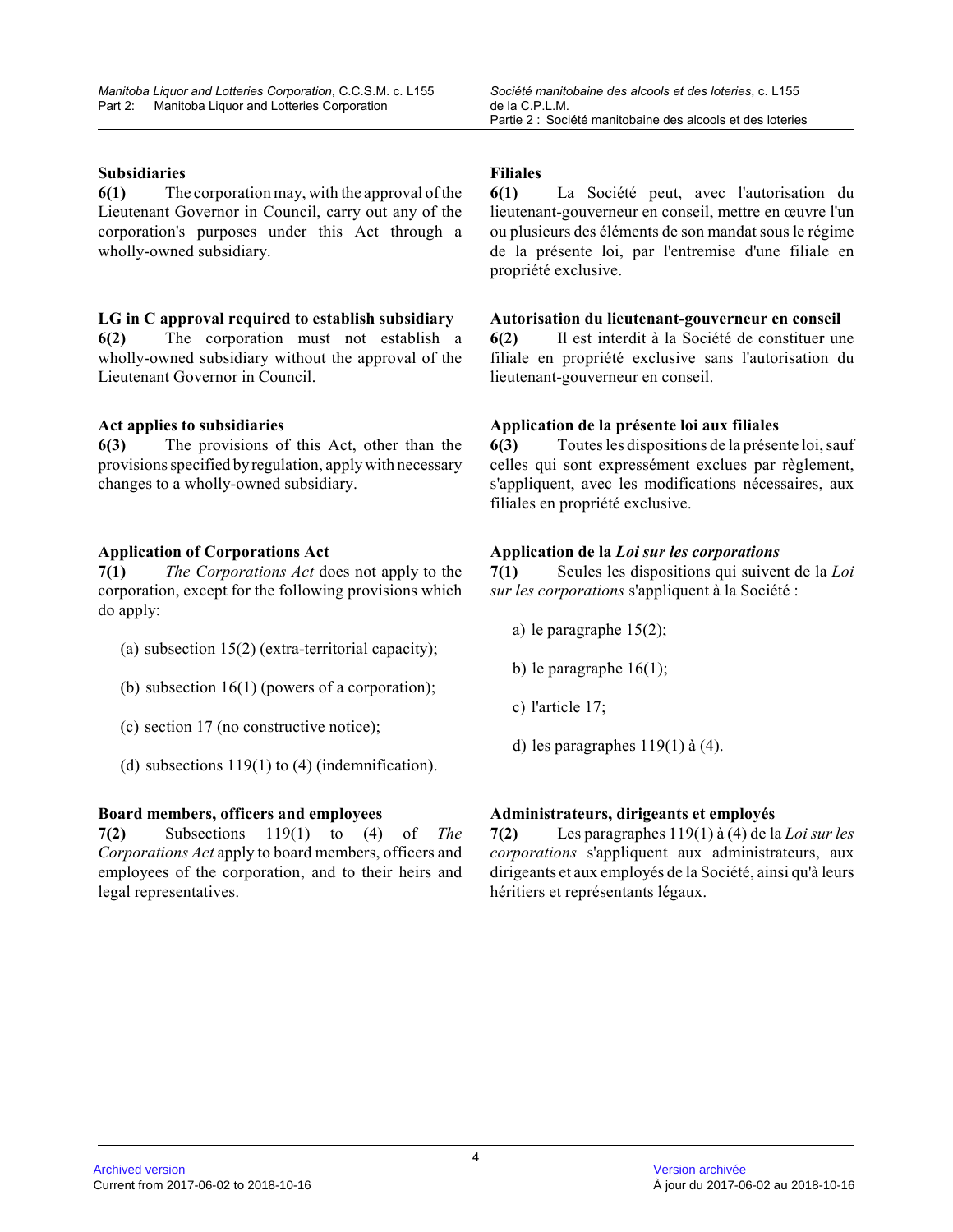**Subsidiaries**

**6(1)** The corporation may, with the approval of the Lieutenant Governor in Council, carry out any of the corporation's purposes under this Act through a wholly-owned subsidiary.

**LG in C approval required to establish subsidiary**

**6(2)** The corporation must not establish a wholly-owned subsidiary without the approval of the Lieutenant Governor in Council.

**Act applies to subsidiaries**

**6(3)** The provisions of this Act, other than the provisions specified by regulation, apply with necessary changes to a wholly-owned subsidiary.

**Application of Corporations Act**

**7(1)** *The Corporations Act* does not apply to the corporation, except for the following provisions which do apply:

(a) subsection 15(2) (extra-territorial capacity);

(b) subsection 16(1) (powers of a corporation);

(c) section 17 (no constructive notice);

(d) subsections 119(1) to (4) (indemnification).

**Board members, officers and employees**

**7(2)** Subsections 119(1) to (4) of *The Corporations Act* apply to board members, officers and employees of the corporation, and to their heirs and legal representatives.

**Filiales**

**6(1)** La Société peut, avec l'autorisation du lieutenant-gouverneur en conseil, mettre en œuvre l'un ou plusieurs des éléments de son mandat sous le régime de la présente loi, par l'entremise d'une filiale en propriété exclusive.

**Autorisation du lieutenant-gouverneur en conseil**

**6(2)** Il est interdit à la Société de constituer une filiale en propriété exclusive sans l'autorisation du lieutenant-gouverneur en conseil.

**Application de la présente loi aux filiales**

**6(3)** Toutes les dispositions de la présente loi, sauf celles qui sont expressément exclues par règlement, s'appliquent, avec les modifications nécessaires, aux filiales en propriété exclusive.

**Application de la *Loi sur les corporations***

**7(1)** Seules les dispositions qui suivent de la *Loi sur les corporations* s'appliquent à la Société :

a) le paragraphe 15(2);

b) le paragraphe 16(1);

c) l'article 17;

d) les paragraphes 119(1) à (4).

**Administrateurs, dirigeants et employés**

**7(2)** Les paragraphes 119(1) à (4) de la *Loi sur les corporations* s'appliquent aux administrateurs, aux dirigeants et aux employés de la Société, ainsi qu'à leurs héritiers et représentants légaux.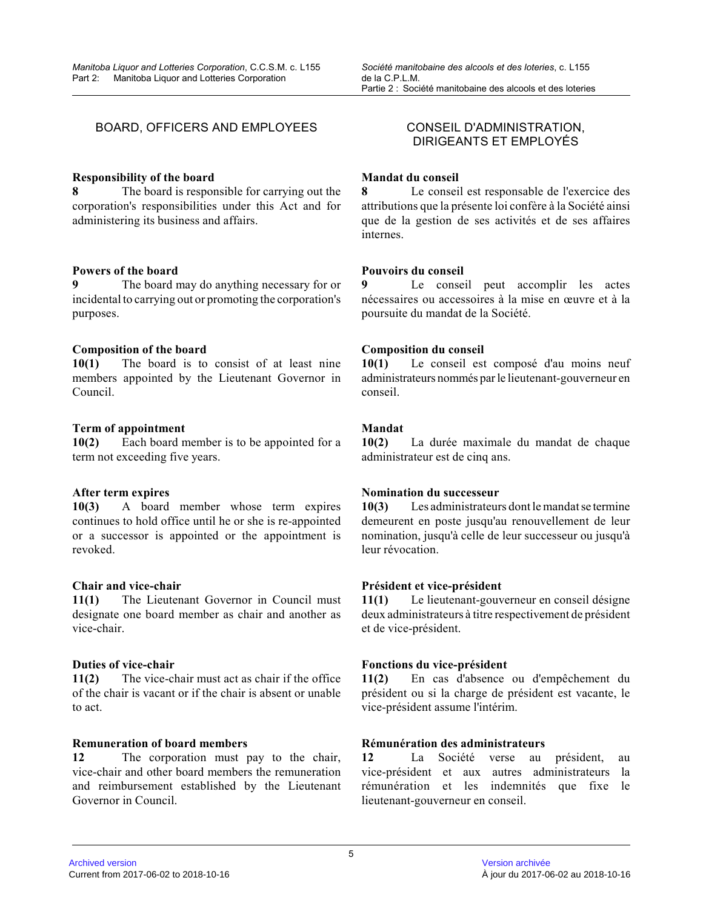## BOARD, OFFICERS AND EMPLOYEES

**Responsibility of the board**

**8** The board is responsible for carrying out the corporation's responsibilities under this Act and for administering its business and affairs.

**Powers of the board**

**9** The board may do anything necessary for or incidental to carrying out or promoting the corporation's purposes.

**Composition of the board**

**10(1)** The board is to consist of at least nine members appointed by the Lieutenant Governor in Council.

**Term of appointment**

**10(2)** Each board member is to be appointed for a term not exceeding five years.

**After term expires**

**10(3)** A board member whose term expires continues to hold office until he or she is re-appointed or a successor is appointed or the appointment is revoked.

**Chair and vice-chair**

**11(1)** The Lieutenant Governor in Council must designate one board member as chair and another as vice-chair.

**Duties of vice-chair**

**11(2)** The vice-chair must act as chair if the office of the chair is vacant or if the chair is absent or unable to act.

**Remuneration of board members**

**12** The corporation must pay to the chair, vice-chair and other board members the remuneration and reimbursement established by the Lieutenant Governor in Council.

## CONSEIL D'ADMINISTRATION, DIRIGEANTS ET EMPLOYÉS

**Mandat du conseil**

**8** Le conseil est responsable de l'exercice des attributions que la présente loi confère à la Société ainsi que de la gestion de ses activités et de ses affaires internes.

**Pouvoirs du conseil**

**9** Le conseil peut accomplir les actes nécessaires ou accessoires à la mise en œuvre et à la poursuite du mandat de la Société.

**Composition du conseil**

**10(1)** Le conseil est composé d'au moins neuf administrateurs nommés par le lieutenant-gouverneur en conseil.

**Mandat**

**10(2)** La durée maximale du mandat de chaque administrateur est de cinq ans.

**Nomination du successeur**

**10(3)** Les administrateurs dont le mandat se termine demeurent en poste jusqu'au renouvellement de leur nomination, jusqu'à celle de leur successeur ou jusqu'à leur révocation.

**Président et vice-président**

**11(1)** Le lieutenant-gouverneur en conseil désigne deux administrateurs à titre respectivement de président et de vice-président.

**Fonctions du vice-président**

**11(2)** En cas d'absence ou d'empêchement du président ou si la charge de président est vacante, le vice-président assume l'intérim.

**Rémunération des administrateurs**

**12** La Société verse au président, au vice-président et aux autres administrateurs la rémunération et les indemnités que fixe le lieutenant-gouverneur en conseil.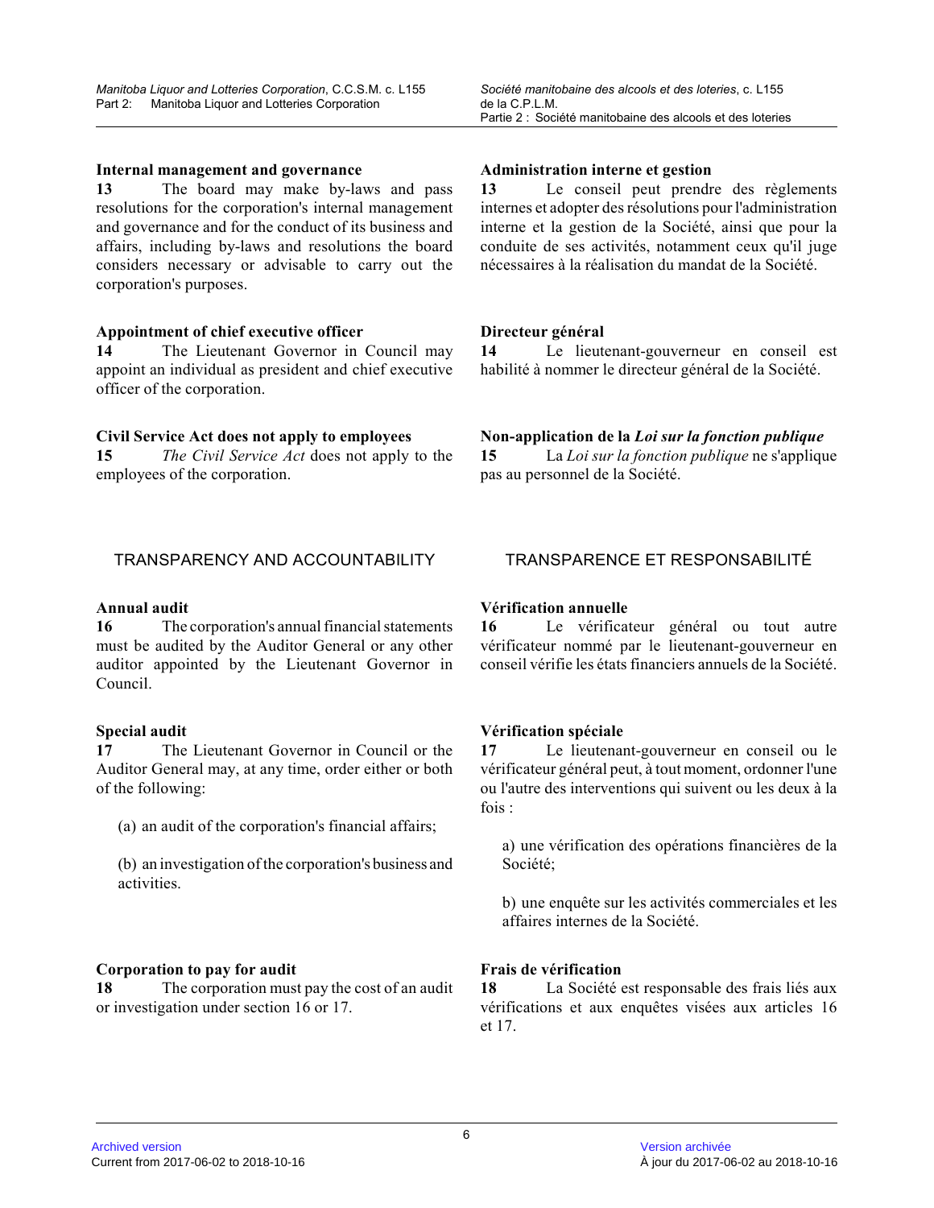**Internal management and governance**

**13** The board may make by-laws and pass resolutions for the corporation's internal management and governance and for the conduct of its business and affairs, including by-laws and resolutions the board considers necessary or advisable to carry out the corporation's purposes.

**Administration interne et gestion**

**13** Le conseil peut prendre des règlements internes et adopter des résolutions pour l'administration interne et la gestion de la Société, ainsi que pour la conduite de ses activités, notamment ceux qu'il juge nécessaires à la réalisation du mandat de la Société.

**Appointment of chief executive officer**

**14** The Lieutenant Governor in Council may appoint an individual as president and chief executive officer of the corporation.

**Directeur général**

**14** Le lieutenant-gouverneur en conseil est habilité à nommer le directeur général de la Société.

**Civil Service Act does not apply to employees**

**15** *The Civil Service Act* does not apply to the employees of the corporation.

**Non-application de la *Loi sur la fonction publique***

**15** La *Loi sur la fonction publique* ne s'applique pas au personnel de la Société.

## TRANSPARENCY AND ACCOUNTABILITY

## TRANSPARENCE ET RESPONSABILITÉ

**Annual audit**

**16** The corporation's annual financial statements must be audited by the Auditor General or any other auditor appointed by the Lieutenant Governor in Council.

**Vérification annuelle**

**16** Le vérificateur général ou tout autre vérificateur nommé par le lieutenant-gouverneur en conseil vérifie les états financiers annuels de la Société.

**Special audit**

**17** The Lieutenant Governor in Council or the Auditor General may, at any time, order either or both of the following:

(a) an audit of the corporation's financial affairs;

(b) an investigation of the corporation's business and activities.

**Vérification spéciale**

**17** Le lieutenant-gouverneur en conseil ou le vérificateur général peut, à tout moment, ordonner l'une ou l'autre des interventions qui suivent ou les deux à la fois :

a) une vérification des opérations financières de la Société;

b) une enquête sur les activités commerciales et les affaires internes de la Société.

**Corporation to pay for audit**

**18** The corporation must pay the cost of an audit or investigation under section 16 or 17.

**Frais de vérification**

**18** La Société est responsable des frais liés aux vérifications et aux enquêtes visées aux articles 16 et 17.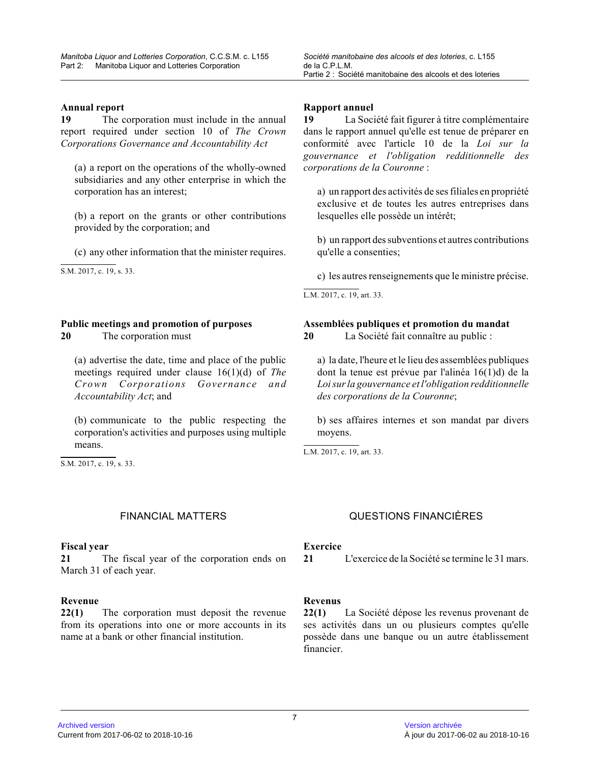**Annual report**

**19** The corporation must include in the annual report required under section 10 of *The Crown Corporations Governance and Accountability Act*

(a) a report on the operations of the wholly-owned subsidiaries and any other enterprise in which the corporation has an interest;

(b) a report on the grants or other contributions provided by the corporation; and

(c) any other information that the minister requires.

S.M. 2017, c. 19, s. 33.

**Rapport annuel**

**19** La Société fait figurer à titre complémentaire dans le rapport annuel qu'elle est tenue de préparer en conformité avec l'article 10 de la *Loi sur la gouvernance et l'obligation redditionnelle des corporations de la Couronne* :

a) un rapport des activités de ses filiales en propriété exclusive et de toutes les autres entreprises dans lesquelles elle possède un intérêt;

b) un rapport des subventions et autres contributions qu'elle a consenties;

c) les autres renseignements que le ministre précise.

L.M. 2017, c. 19, art. 33.

**Public meetings and promotion of purposes**

**20** The corporation must

(a) advertise the date, time and place of the public meetings required under clause 16(1)(d) of *The Crown Corporations Governance and Accountability Act*; and

(b) communicate to the public respecting the corporation's activities and purposes using multiple means.

S.M. 2017, c. 19, s. 33.

**Assemblées publiques et promotion du mandat**

**20** La Société fait connaître au public :

a) la date, l'heure et le lieu des assemblées publiques dont la tenue est prévue par l'alinéa 16(1)d) de la *Loi sur la gouvernance et l'obligation redditionnelle des corporations de la Couronne*;

b) ses affaires internes et son mandat par divers moyens.

L.M. 2017, c. 19, art. 33.

## FINANCIAL MATTERS

## QUESTIONS FINANCIÈRES

**Fiscal year**

**21** The fiscal year of the corporation ends on March 31 of each year.

**Exercice**

**21** L'exercice de la Société se termine le 31 mars.

**Revenue**

**22(1)** The corporation must deposit the revenue from its operations into one or more accounts in its name at a bank or other financial institution.

**Revenus**

**22(1)** La Société dépose les revenus provenant de ses activités dans un ou plusieurs comptes qu'elle possède dans une banque ou un autre établissement financier.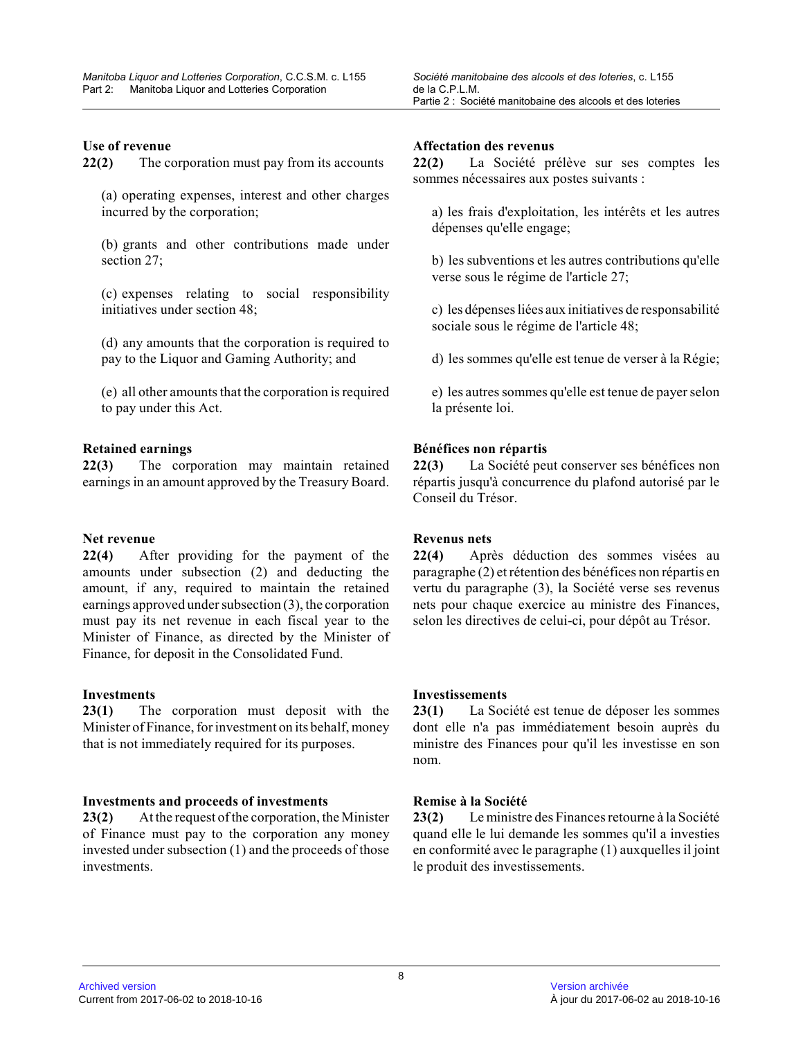**Use of revenue**

**22(2)** The corporation must pay from its accounts

(a) operating expenses, interest and other charges incurred by the corporation;

(b) grants and other contributions made under section 27;

(c) expenses relating to social responsibility initiatives under section 48;

(d) any amounts that the corporation is required to pay to the Liquor and Gaming Authority; and

(e) all other amounts that the corporation is required to pay under this Act.

**Retained earnings**

**22(3)** The corporation may maintain retained earnings in an amount approved by the Treasury Board.

**Net revenue**

**22(4)** After providing for the payment of the amounts under subsection (2) and deducting the amount, if any, required to maintain the retained earnings approved under subsection (3), the corporation must pay its net revenue in each fiscal year to the Minister of Finance, as directed by the Minister of Finance, for deposit in the Consolidated Fund.

**Investments**

**23(1)** The corporation must deposit with the Minister of Finance, for investment on its behalf, money that is not immediately required for its purposes.

**Investments and proceeds of investments**

**23(2)** At the request of the corporation, the Minister of Finance must pay to the corporation any money invested under subsection (1) and the proceeds of those investments.

**Affectation des revenus**

**22(2)** La Société prélève sur ses comptes les sommes nécessaires aux postes suivants :

a) les frais d'exploitation, les intérêts et les autres dépenses qu'elle engage;

b) les subventions et les autres contributions qu'elle verse sous le régime de l'article 27;

c) les dépenses liées aux initiatives de responsabilité sociale sous le régime de l'article 48;

d) les sommes qu'elle est tenue de verser à la Régie;

e) les autres sommes qu'elle est tenue de payer selon la présente loi.

**Bénéfices non répartis**

**22(3)** La Société peut conserver ses bénéfices non répartis jusqu'à concurrence du plafond autorisé par le Conseil du Trésor.

**Revenus nets**

**22(4)** Après déduction des sommes visées au paragraphe (2) et rétention des bénéfices non répartis en vertu du paragraphe (3), la Société verse ses revenus nets pour chaque exercice au ministre des Finances, selon les directives de celui-ci, pour dépôt au Trésor.

**Investissements**

**23(1)** La Société est tenue de déposer les sommes dont elle n'a pas immédiatement besoin auprès du ministre des Finances pour qu'il les investisse en son nom.

**Remise à la Société**

**23(2)** Le ministre des Finances retourne à la Société quand elle le lui demande les sommes qu'il a investies en conformité avec le paragraphe (1) auxquelles il joint le produit des investissements.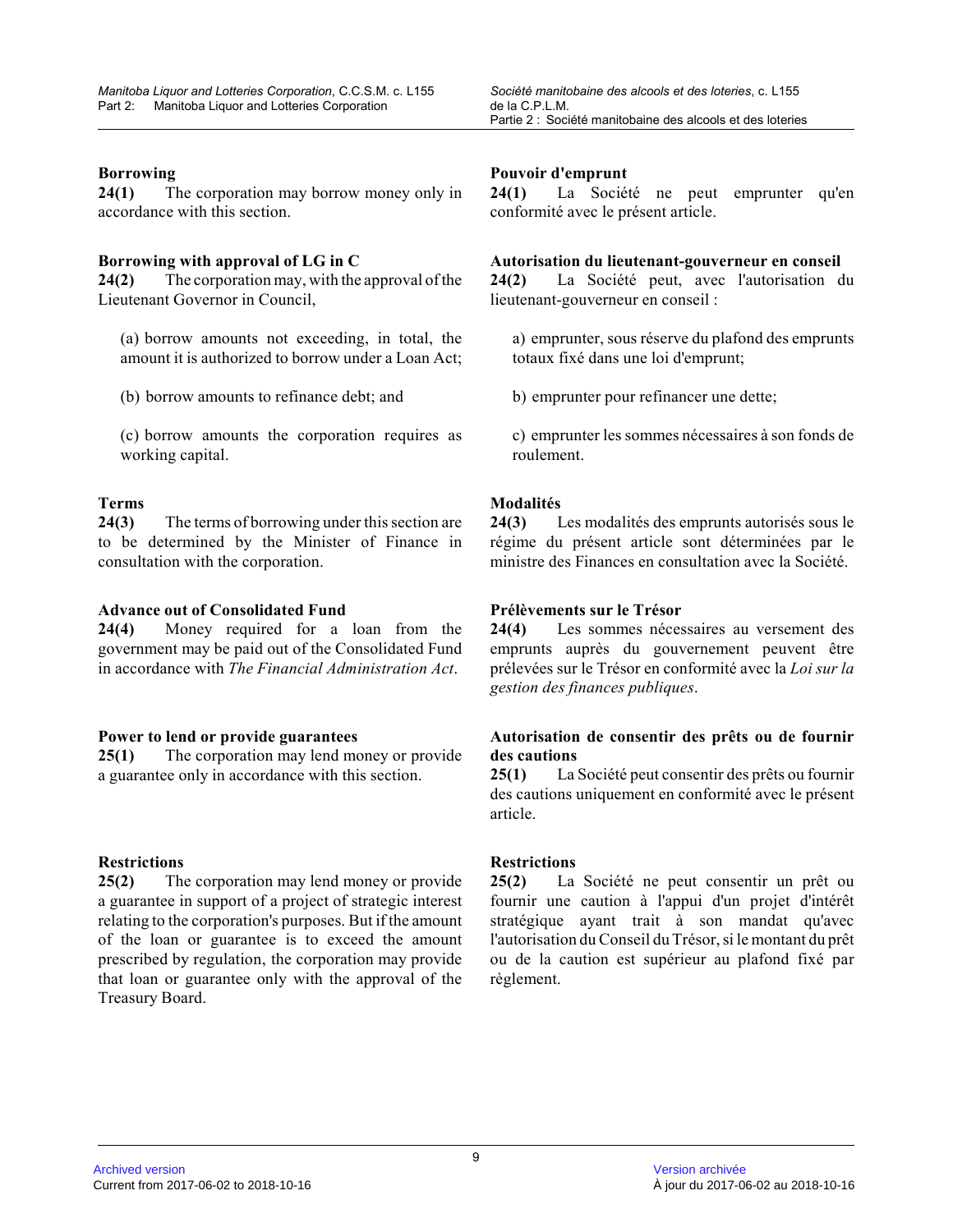**Borrowing**

**24(1)** The corporation may borrow money only in accordance with this section.

**Borrowing with approval of LG in C**

**24(2)** The corporation may, with the approval of the Lieutenant Governor in Council,

(a) borrow amounts not exceeding, in total, the amount it is authorized to borrow under a Loan Act;

(b) borrow amounts to refinance debt; and

(c) borrow amounts the corporation requires as working capital.

**Terms**

**24(3)** The terms of borrowing under this section are to be determined by the Minister of Finance in consultation with the corporation.

**Advance out of Consolidated Fund**

**24(4)** Money required for a loan from the government may be paid out of the Consolidated Fund in accordance with *The Financial Administration Act*.

**Power to lend or provide guarantees**

**25(1)** The corporation may lend money or provide a guarantee only in accordance with this section.

**Restrictions**

**25(2)** The corporation may lend money or provide a guarantee in support of a project of strategic interest relating to the corporation's purposes. But if the amount of the loan or guarantee is to exceed the amount prescribed by regulation, the corporation may provide that loan or guarantee only with the approval of the Treasury Board.

**Pouvoir d'emprunt**

**24(1)** La Société ne peut emprunter qu'en conformité avec le présent article.

**Autorisation du lieutenant-gouverneur en conseil**

**24(2)** La Société peut, avec l'autorisation du lieutenant-gouverneur en conseil :

a) emprunter, sous réserve du plafond des emprunts totaux fixé dans une loi d'emprunt;

b) emprunter pour refinancer une dette;

c) emprunter les sommes nécessaires à son fonds de roulement.

**Modalités**

**24(3)** Les modalités des emprunts autorisés sous le régime du présent article sont déterminées par le ministre des Finances en consultation avec la Société.

**Prélèvements sur le Trésor**

**24(4)** Les sommes nécessaires au versement des emprunts auprès du gouvernement peuvent être prélevées sur le Trésor en conformité avec la *Loi sur la gestion des finances publiques*.

**Autorisation de consentir des prêts ou de fournir des cautions**

**25(1)** La Société peut consentir des prêts ou fournir des cautions uniquement en conformité avec le présent article.

**Restrictions**

**25(2)** La Société ne peut consentir un prêt ou fournir une caution à l'appui d'un projet d'intérêt stratégique ayant trait à son mandat qu'avec l'autorisation du Conseil du Trésor, si le montant du prêt ou de la caution est supérieur au plafond fixé par règlement.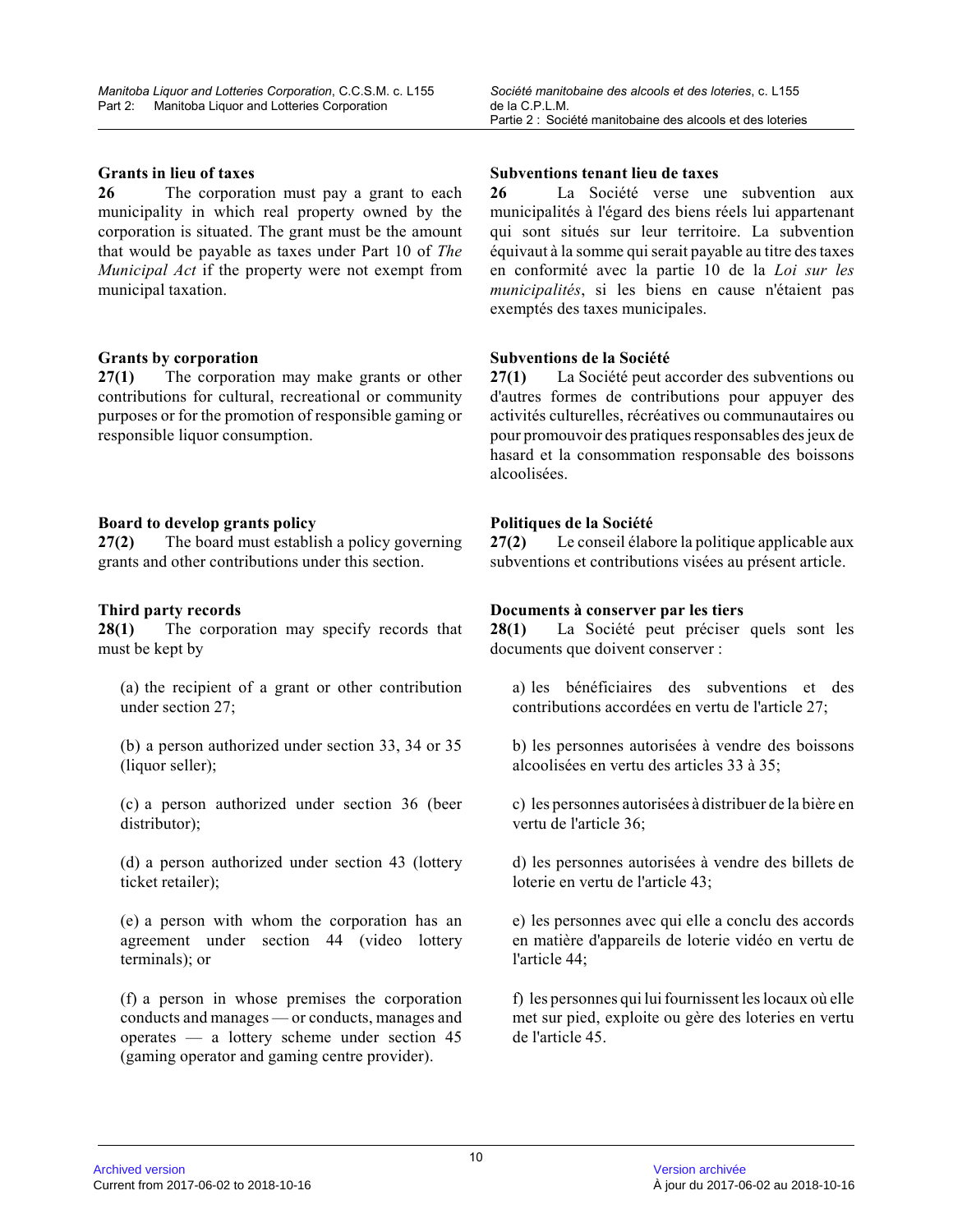**Grants in lieu of taxes**

**26** The corporation must pay a grant to each municipality in which real property owned by the corporation is situated. The grant must be the amount that would be payable as taxes under Part 10 of *The Municipal Act* if the property were not exempt from municipal taxation.

**Subventions tenant lieu de taxes**

**26** La Société verse une subvention aux municipalités à l'égard des biens réels lui appartenant qui sont situés sur leur territoire. La subvention équivaut à la somme qui serait payable au titre des taxes en conformité avec la partie 10 de la *Loi sur les municipalités*, si les biens en cause n'étaient pas exemptés des taxes municipales.

**Grants by corporation**

**27(1)** The corporation may make grants or other contributions for cultural, recreational or community purposes or for the promotion of responsible gaming or responsible liquor consumption.

**Subventions de la Société**

**27(1)** La Société peut accorder des subventions ou d'autres formes de contributions pour appuyer des activités culturelles, récréatives ou communautaires ou pour promouvoir des pratiques responsables des jeux de hasard et la consommation responsable des boissons alcoolisées.

**Board to develop grants policy**

**27(2)** The board must establish a policy governing grants and other contributions under this section.

**Politiques de la Société**

**27(2)** Le conseil élabore la politique applicable aux subventions et contributions visées au présent article.

**Third party records**

**28(1)** The corporation may specify records that must be kept by

(a) the recipient of a grant or other contribution under section 27;

(b) a person authorized under section 33, 34 or 35 (liquor seller);

(c) a person authorized under section 36 (beer distributor);

(d) a person authorized under section 43 (lottery ticket retailer);

(e) a person with whom the corporation has an agreement under section 44 (video lottery terminals); or

(f) a person in whose premises the corporation conducts and manages — or conducts, manages and operates — a lottery scheme under section 45 (gaming operator and gaming centre provider).

**Documents à conserver par les tiers**

**28(1)** La Société peut préciser quels sont les documents que doivent conserver :

a) les bénéficiaires des subventions et des contributions accordées en vertu de l'article 27;

b) les personnes autorisées à vendre des boissons alcoolisées en vertu des articles 33 à 35;

c) les personnes autorisées à distribuer de la bière en vertu de l'article 36;

d) les personnes autorisées à vendre des billets de loterie en vertu de l'article 43;

e) les personnes avec qui elle a conclu des accords en matière d'appareils de loterie vidéo en vertu de l'article 44;

f) les personnes qui lui fournissent les locaux où elle met sur pied, exploite ou gère des loteries en vertu de l'article 45.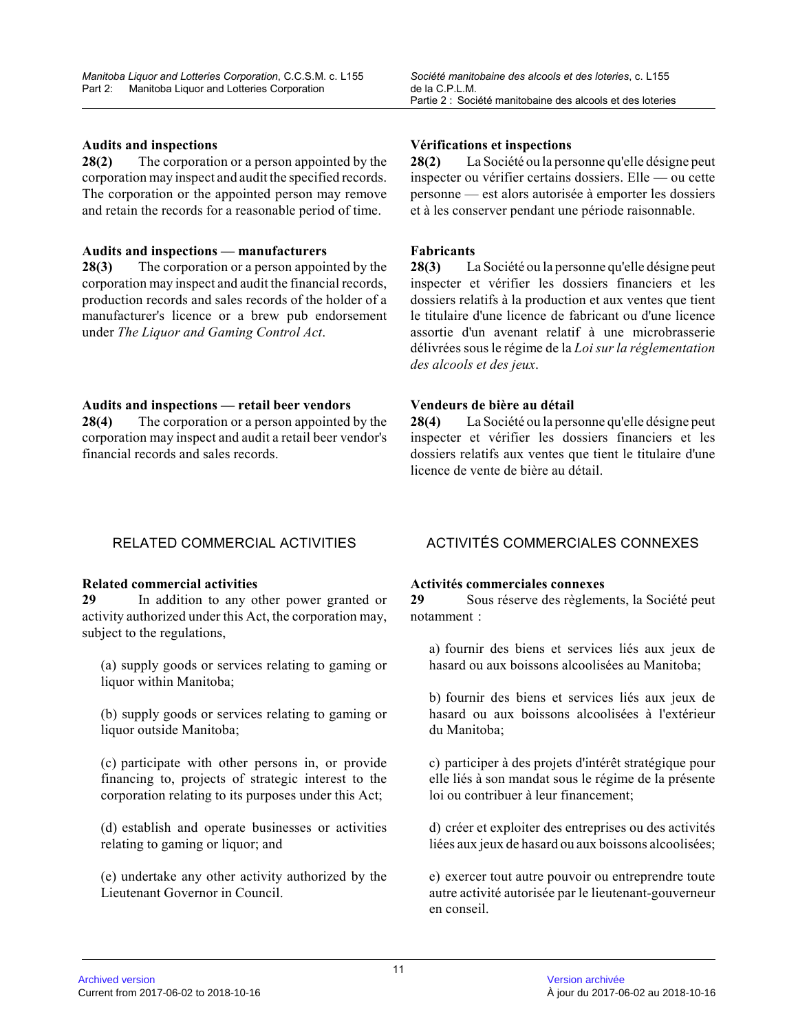**Audits and inspections**

**28(2)** The corporation or a person appointed by the corporation may inspect and audit the specified records. The corporation or the appointed person may remove and retain the records for a reasonable period of time.

**Vérifications et inspections**

**28(2)** La Société ou la personne qu'elle désigne peut inspecter ou vérifier certains dossiers. Elle — ou cette personne — est alors autorisée à emporter les dossiers et à les conserver pendant une période raisonnable.

**Audits and inspections — manufacturers**

**28(3)** The corporation or a person appointed by the corporation may inspect and audit the financial records, production records and sales records of the holder of a manufacturer's licence or a brew pub endorsement under *The Liquor and Gaming Control Act*.

**Fabricants**

**28(3)** La Société ou la personne qu'elle désigne peut inspecter et vérifier les dossiers financiers et les dossiers relatifs à la production et aux ventes que tient le titulaire d'une licence de fabricant ou d'une licence assortie d'un avenant relatif à une microbrasserie délivrées sous le régime de la *Loi sur la réglementation des alcools et des jeux*.

**Audits and inspections — retail beer vendors**

**28(4)** The corporation or a person appointed by the corporation may inspect and audit a retail beer vendor's financial records and sales records.

**Vendeurs de bière au détail**

**28(4)** La Société ou la personne qu'elle désigne peut inspecter et vérifier les dossiers financiers et les dossiers relatifs aux ventes que tient le titulaire d'une licence de vente de bière au détail.

## RELATED COMMERCIAL ACTIVITIES

**Related commercial activities**

**29** In addition to any other power granted or activity authorized under this Act, the corporation may, subject to the regulations,

(a) supply goods or services relating to gaming or liquor within Manitoba;

(b) supply goods or services relating to gaming or liquor outside Manitoba;

(c) participate with other persons in, or provide financing to, projects of strategic interest to the corporation relating to its purposes under this Act;

(d) establish and operate businesses or activities relating to gaming or liquor; and

(e) undertake any other activity authorized by the Lieutenant Governor in Council.

## ACTIVITÉS COMMERCIALES CONNEXES

**Activités commerciales connexes**

**29** Sous réserve des règlements, la Société peut notamment :

a) fournir des biens et services liés aux jeux de hasard ou aux boissons alcoolisées au Manitoba;

b) fournir des biens et services liés aux jeux de hasard ou aux boissons alcoolisées à l'extérieur du Manitoba;

c) participer à des projets d'intérêt stratégique pour elle liés à son mandat sous le régime de la présente loi ou contribuer à leur financement;

d) créer et exploiter des entreprises ou des activités liées aux jeux de hasard ou aux boissons alcoolisées;

e) exercer tout autre pouvoir ou entreprendre toute autre activité autorisée par le lieutenant-gouverneur en conseil.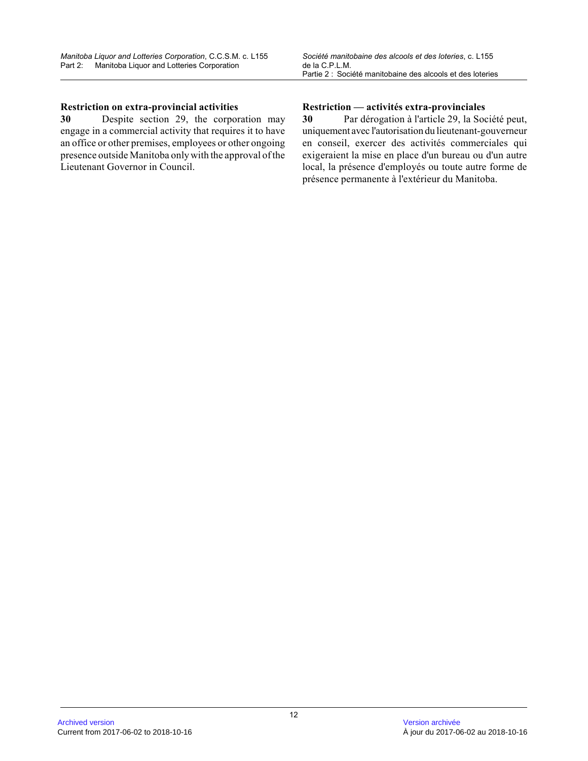**Restriction on extra-provincial activities**

**30** Despite section 29, the corporation may engage in a commercial activity that requires it to have an office or other premises, employees or other ongoing presence outside Manitoba only with the approval of the Lieutenant Governor in Council.

**Restriction — activités extra-provinciales**

**30** Par dérogation à l'article 29, la Société peut, uniquement avec l'autorisation du lieutenant-gouverneur en conseil, exercer des activités commerciales qui exigeraient la mise en place d'un bureau ou d'un autre local, la présence d'employés ou toute autre forme de présence permanente à l'extérieur du Manitoba.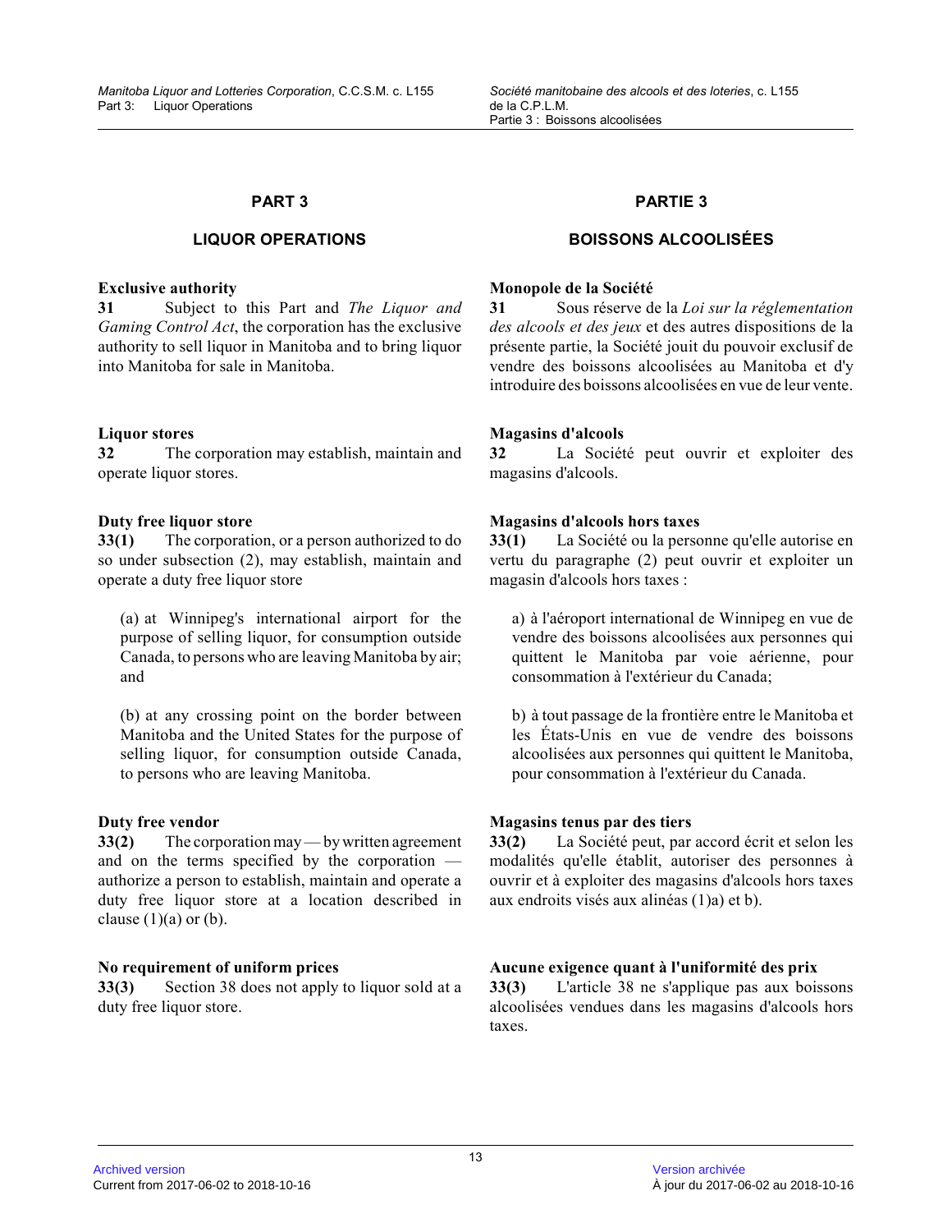## PART 3

## LIQUOR OPERATIONS

**Exclusive authority**

**31** Subject to this Part and *The Liquor and Gaming Control Act*, the corporation has the exclusive authority to sell liquor in Manitoba and to bring liquor into Manitoba for sale in Manitoba.

**Liquor stores**

**32** The corporation may establish, maintain and operate liquor stores.

**Duty free liquor store**

**33(1)** The corporation, or a person authorized to do so under subsection (2), may establish, maintain and operate a duty free liquor store

(a) at Winnipeg's international airport for the purpose of selling liquor, for consumption outside Canada, to persons who are leaving Manitoba by air; and

(b) at any crossing point on the border between Manitoba and the United States for the purpose of selling liquor, for consumption outside Canada, to persons who are leaving Manitoba.

**Duty free vendor**

**33(2)** The corporation may — by written agreement and on the terms specified by the corporation — authorize a person to establish, maintain and operate a duty free liquor store at a location described in clause (1)(a) or (b).

**No requirement of uniform prices**

**33(3)** Section 38 does not apply to liquor sold at a duty free liquor store.

## PARTIE 3

## BOISSONS ALCOOLISÉES

**Monopole de la Société**

**31** Sous réserve de la *Loi sur la réglementation des alcools et des jeux* et des autres dispositions de la présente partie, la Société jouit du pouvoir exclusif de vendre des boissons alcoolisées au Manitoba et d'y introduire des boissons alcoolisées en vue de leur vente.

**Magasins d'alcools**

**32** La Société peut ouvrir et exploiter des magasins d'alcools.

**Magasins d'alcools hors taxes**

**33(1)** La Société ou la personne qu'elle autorise en vertu du paragraphe (2) peut ouvrir et exploiter un magasin d'alcools hors taxes :

a) à l'aéroport international de Winnipeg en vue de vendre des boissons alcoolisées aux personnes qui quittent le Manitoba par voie aérienne, pour consommation à l'extérieur du Canada;

b) à tout passage de la frontière entre le Manitoba et les États-Unis en vue de vendre des boissons alcoolisées aux personnes qui quittent le Manitoba, pour consommation à l'extérieur du Canada.

**Magasins tenus par des tiers**

**33(2)** La Société peut, par accord écrit et selon les modalités qu'elle établit, autoriser des personnes à ouvrir et à exploiter des magasins d'alcools hors taxes aux endroits visés aux alinéas (1)a) et b).

**Aucune exigence quant à l'uniformité des prix**

**33(3)** L'article 38 ne s'applique pas aux boissons alcoolisées vendues dans les magasins d'alcools hors taxes.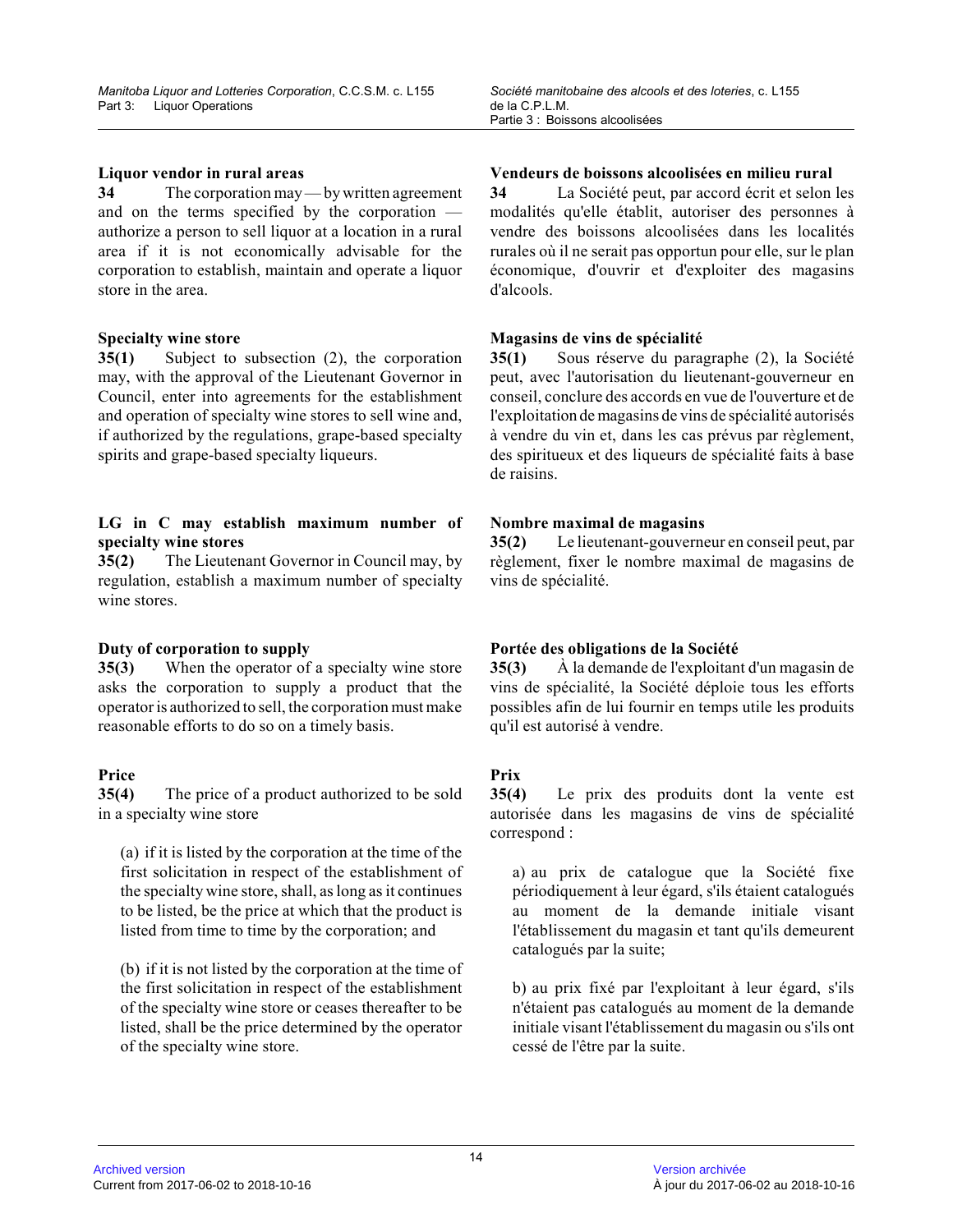### Liquor vendor in rural areas

**34** The corporation may — by written agreement and on the terms specified by the corporation — authorize a person to sell liquor at a location in a rural area if it is not economically advisable for the corporation to establish, maintain and operate a liquor store in the area.

### Specialty wine store

**35(1)** Subject to subsection (2), the corporation may, with the approval of the Lieutenant Governor in Council, enter into agreements for the establishment and operation of specialty wine stores to sell wine and, if authorized by the regulations, grape-based specialty spirits and grape-based specialty liqueurs.

### LG in C may establish maximum number of specialty wine stores

**35(2)** The Lieutenant Governor in Council may, by regulation, establish a maximum number of specialty wine stores.

### Duty of corporation to supply

**35(3)** When the operator of a specialty wine store asks the corporation to supply a product that the operator is authorized to sell, the corporation must make reasonable efforts to do so on a timely basis.

### Price

**35(4)** The price of a product authorized to be sold in a specialty wine store

(a) if it is listed by the corporation at the time of the first solicitation in respect of the establishment of the specialty wine store, shall, as long as it continues to be listed, be the price at which that the product is listed from time to time by the corporation; and

(b) if it is not listed by the corporation at the time of the first solicitation in respect of the establishment of the specialty wine store or ceases thereafter to be listed, shall be the price determined by the operator of the specialty wine store.

### Vendeurs de boissons alcoolisées en milieu rural

**34** La Société peut, par accord écrit et selon les modalités qu'elle établit, autoriser des personnes à vendre des boissons alcoolisées dans les localités rurales où il ne serait pas opportun pour elle, sur le plan économique, d'ouvrir et d'exploiter des magasins d'alcools.

### Magasins de vins de spécialité

**35(1)** Sous réserve du paragraphe (2), la Société peut, avec l'autorisation du lieutenant-gouverneur en conseil, conclure des accords en vue de l'ouverture et de l'exploitation de magasins de vins de spécialité autorisés à vendre du vin et, dans les cas prévus par règlement, des spiritueux et des liqueurs de spécialité faits à base de raisins.

### Nombre maximal de magasins

**35(2)** Le lieutenant-gouverneur en conseil peut, par règlement, fixer le nombre maximal de magasins de vins de spécialité.

### Portée des obligations de la Société

**35(3)** À la demande de l'exploitant d'un magasin de vins de spécialité, la Société déploie tous les efforts possibles afin de lui fournir en temps utile les produits qu'il est autorisé à vendre.

### Prix

**35(4)** Le prix des produits dont la vente est autorisée dans les magasins de vins de spécialité correspond :

a) au prix de catalogue que la Société fixe périodiquement à leur égard, s'ils étaient catalogués au moment de la demande initiale visant l'établissement du magasin et tant qu'ils demeurent catalogués par la suite;

b) au prix fixé par l'exploitant à leur égard, s'ils n'étaient pas catalogués au moment de la demande initiale visant l'établissement du magasin ou s'ils ont cessé de l'être par la suite.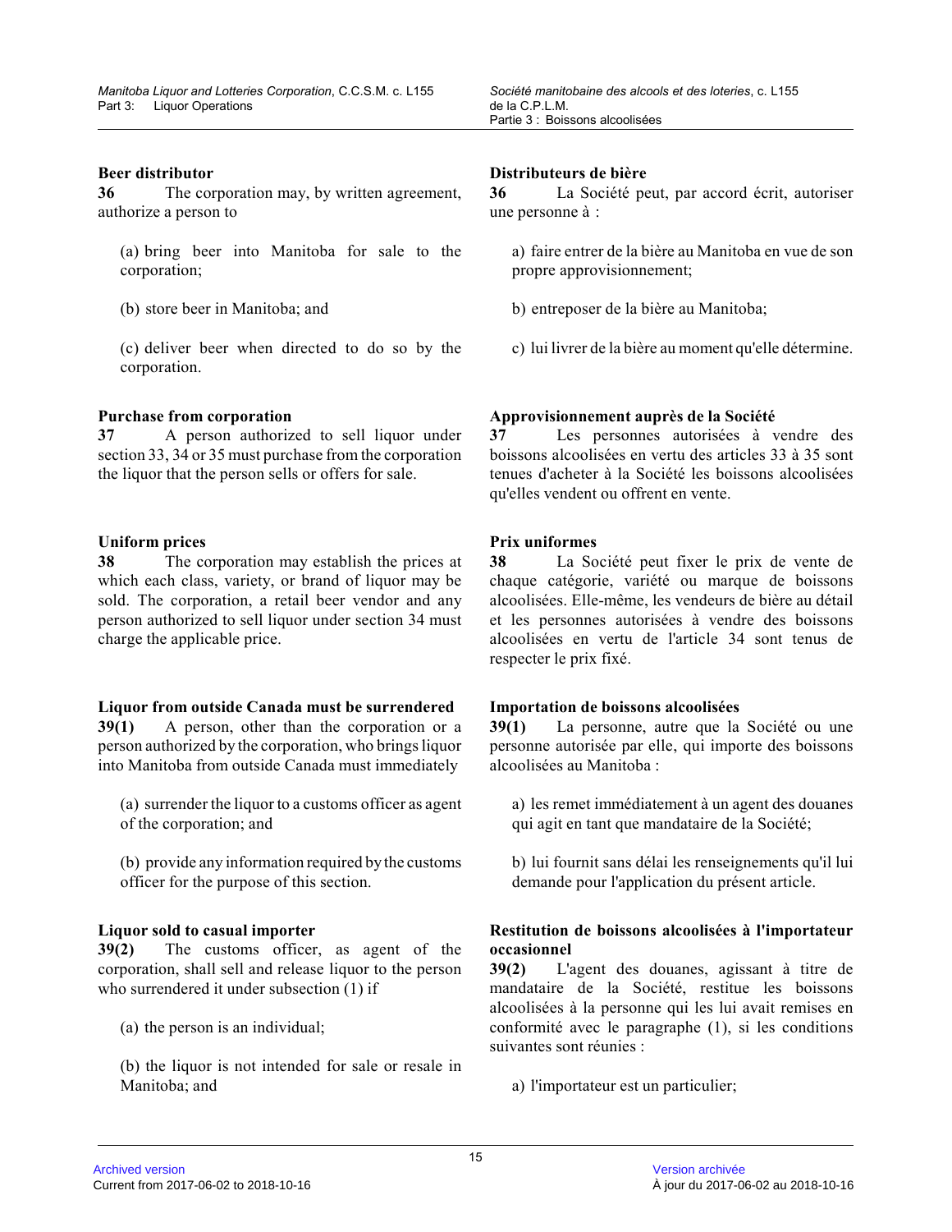**Beer distributor**

**36** The corporation may, by written agreement, authorize a person to

(a) bring beer into Manitoba for sale to the corporation;

(b) store beer in Manitoba; and

(c) deliver beer when directed to do so by the corporation.

**Distributeurs de bière**

**36** La Société peut, par accord écrit, autoriser une personne à :

a) faire entrer de la bière au Manitoba en vue de son propre approvisionnement;

b) entreposer de la bière au Manitoba;

c) lui livrer de la bière au moment qu'elle détermine.

**Purchase from corporation**

**37** A person authorized to sell liquor under section 33, 34 or 35 must purchase from the corporation the liquor that the person sells or offers for sale.

**Approvisionnement auprès de la Société**

**37** Les personnes autorisées à vendre des boissons alcoolisées en vertu des articles 33 à 35 sont tenues d'acheter à la Société les boissons alcoolisées qu'elles vendent ou offrent en vente.

**Uniform prices**

**38** The corporation may establish the prices at which each class, variety, or brand of liquor may be sold. The corporation, a retail beer vendor and any person authorized to sell liquor under section 34 must charge the applicable price.

**Prix uniformes**

**38** La Société peut fixer le prix de vente de chaque catégorie, variété ou marque de boissons alcoolisées. Elle-même, les vendeurs de bière au détail et les personnes autorisées à vendre des boissons alcoolisées en vertu de l'article 34 sont tenus de respecter le prix fixé.

**Liquor from outside Canada must be surrendered**

**39(1)** A person, other than the corporation or a person authorized by the corporation, who brings liquor into Manitoba from outside Canada must immediately

(a) surrender the liquor to a customs officer as agent of the corporation; and

(b) provide any information required by the customs officer for the purpose of this section.

**Importation de boissons alcoolisées**

**39(1)** La personne, autre que la Société ou une personne autorisée par elle, qui importe des boissons alcoolisées au Manitoba :

a) les remet immédiatement à un agent des douanes qui agit en tant que mandataire de la Société;

b) lui fournit sans délai les renseignements qu'il lui demande pour l'application du présent article.

**Liquor sold to casual importer**

**39(2)** The customs officer, as agent of the corporation, shall sell and release liquor to the person who surrendered it under subsection (1) if

(a) the person is an individual;

(b) the liquor is not intended for sale or resale in Manitoba; and

**Restitution de boissons alcoolisées à l'importateur occasionnel**

**39(2)** L'agent des douanes, agissant à titre de mandataire de la Société, restitue les boissons alcoolisées à la personne qui les lui avait remises en conformité avec le paragraphe (1), si les conditions suivantes sont réunies :

a) l'importateur est un particulier;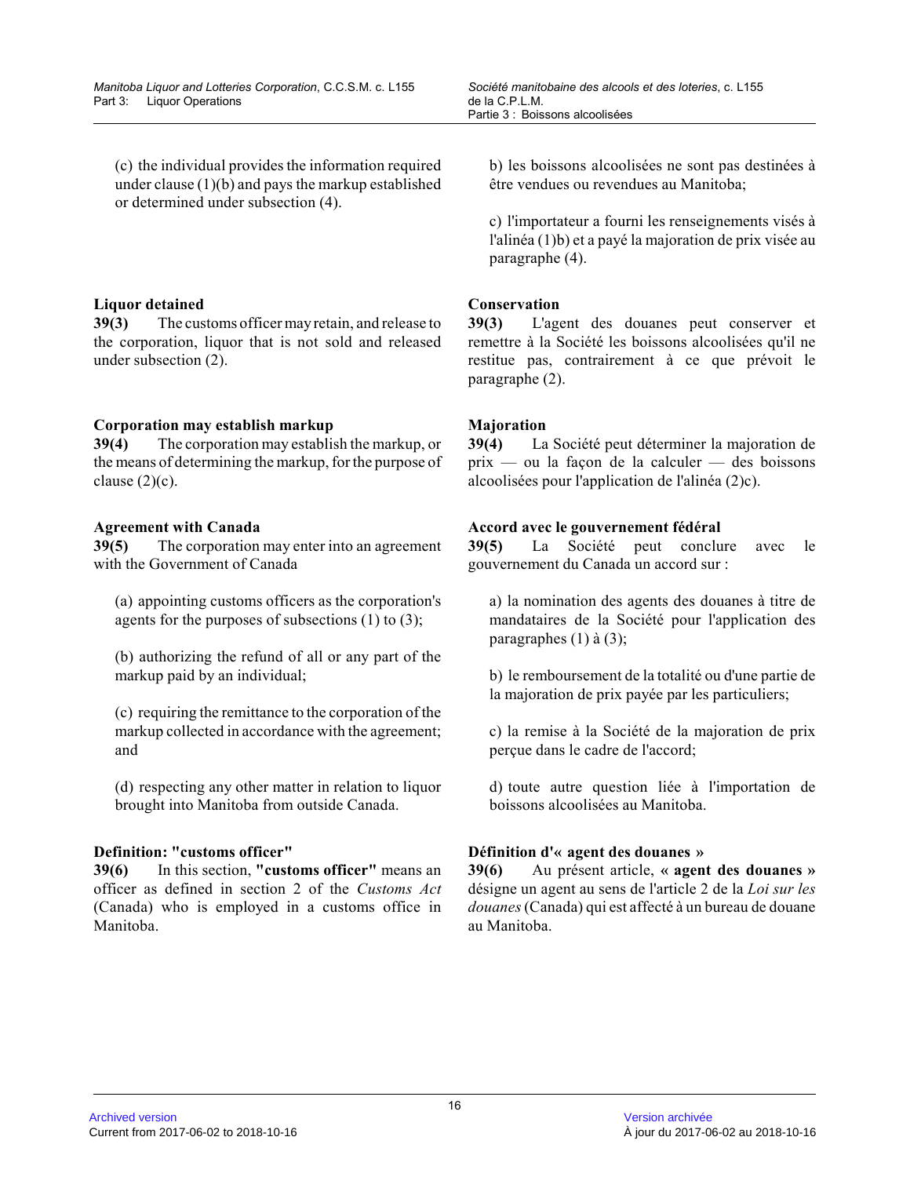(c) the individual provides the information required under clause (1)(b) and pays the markup established or determined under subsection (4).

b) les boissons alcoolisées ne sont pas destinées à être vendues ou revendues au Manitoba;

c) l'importateur a fourni les renseignements visés à l'alinéa (1)b) et a payé la majoration de prix visée au paragraphe (4).

**Liquor detained**

**39(3)** The customs officer may retain, and release to the corporation, liquor that is not sold and released under subsection (2).

**Conservation**

**39(3)** L'agent des douanes peut conserver et remettre à la Société les boissons alcoolisées qu'il ne restitue pas, contrairement à ce que prévoit le paragraphe (2).

**Corporation may establish markup**

**39(4)** The corporation may establish the markup, or the means of determining the markup, for the purpose of clause (2)(c).

**Majoration**

**39(4)** La Société peut déterminer la majoration de prix — ou la façon de la calculer — des boissons alcoolisées pour l'application de l'alinéa (2)c).

**Agreement with Canada**

**39(5)** The corporation may enter into an agreement with the Government of Canada

(a) appointing customs officers as the corporation's agents for the purposes of subsections (1) to (3);

(b) authorizing the refund of all or any part of the markup paid by an individual;

(c) requiring the remittance to the corporation of the markup collected in accordance with the agreement; and

(d) respecting any other matter in relation to liquor brought into Manitoba from outside Canada.

**Accord avec le gouvernement fédéral**

**39(5)** La Société peut conclure avec le gouvernement du Canada un accord sur :

a) la nomination des agents des douanes à titre de mandataires de la Société pour l'application des paragraphes (1) à (3);

b) le remboursement de la totalité ou d'une partie de la majoration de prix payée par les particuliers;

c) la remise à la Société de la majoration de prix perçue dans le cadre de l'accord;

d) toute autre question liée à l'importation de boissons alcoolisées au Manitoba.

**Definition: "customs officer"**

**39(6)** In this section, **"customs officer"** means an officer as defined in section 2 of the *Customs Act* (Canada) who is employed in a customs office in Manitoba.

**Définition d'« agent des douanes »**

**39(6)** Au présent article, **« agent des douanes »** désigne un agent au sens de l'article 2 de la *Loi sur les douanes* (Canada) qui est affecté à un bureau de douane au Manitoba.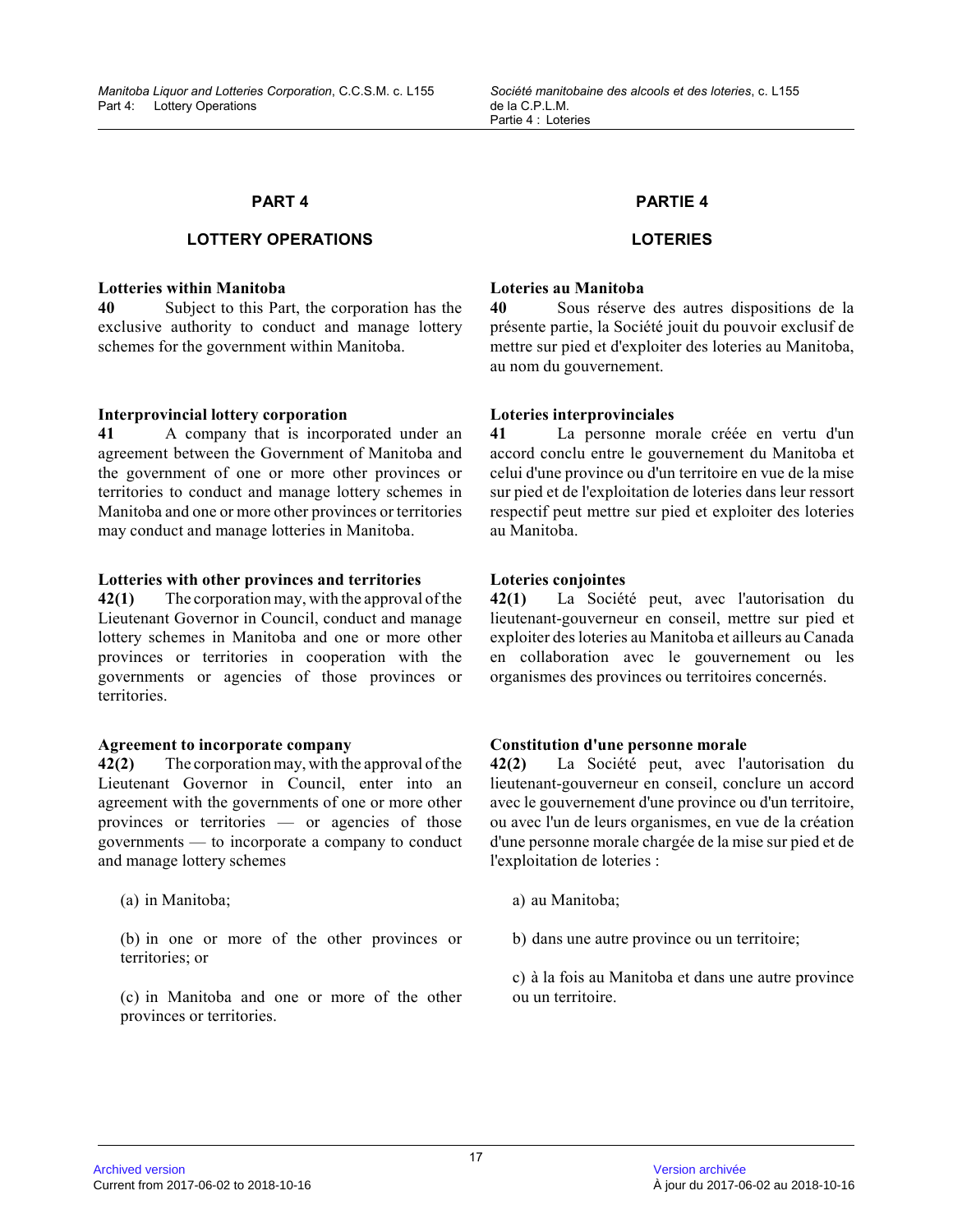# PART 4

## LOTTERY OPERATIONS

**Lotteries within Manitoba**
**40** Subject to this Part, the corporation has the exclusive authority to conduct and manage lottery schemes for the government within Manitoba.

**Interprovincial lottery corporation**
**41** A company that is incorporated under an agreement between the Government of Manitoba and the government of one or more other provinces or territories to conduct and manage lottery schemes in Manitoba and one or more other provinces or territories may conduct and manage lotteries in Manitoba.

**Lotteries with other provinces and territories**
**42(1)** The corporation may, with the approval of the Lieutenant Governor in Council, conduct and manage lottery schemes in Manitoba and one or more other provinces or territories in cooperation with the governments or agencies of those provinces or territories.

**Agreement to incorporate company**
**42(2)** The corporation may, with the approval of the Lieutenant Governor in Council, enter into an agreement with the governments of one or more other provinces or territories — or agencies of those governments — to incorporate a company to conduct and manage lottery schemes

(a) in Manitoba;

(b) in one or more of the other provinces or territories; or

(c) in Manitoba and one or more of the other provinces or territories.

# PARTIE 4

## LOTERIES

**Loteries au Manitoba**
**40** Sous réserve des autres dispositions de la présente partie, la Société jouit du pouvoir exclusif de mettre sur pied et d'exploiter des loteries au Manitoba, au nom du gouvernement.

**Loteries interprovinciales**
**41** La personne morale créée en vertu d'un accord conclu entre le gouvernement du Manitoba et celui d'une province ou d'un territoire en vue de la mise sur pied et de l'exploitation de loteries dans leur ressort respectif peut mettre sur pied et exploiter des loteries au Manitoba.

**Loteries conjointes**
**42(1)** La Société peut, avec l'autorisation du lieutenant-gouverneur en conseil, mettre sur pied et exploiter des loteries au Manitoba et ailleurs au Canada en collaboration avec le gouvernement ou les organismes des provinces ou territoires concernés.

**Constitution d'une personne morale**
**42(2)** La Société peut, avec l'autorisation du lieutenant-gouverneur en conseil, conclure un accord avec le gouvernement d'une province ou d'un territoire, ou avec l'un de leurs organismes, en vue de la création d'une personne morale chargée de la mise sur pied et de l'exploitation de loteries :

a) au Manitoba;

b) dans une autre province ou un territoire;

c) à la fois au Manitoba et dans une autre province ou un territoire.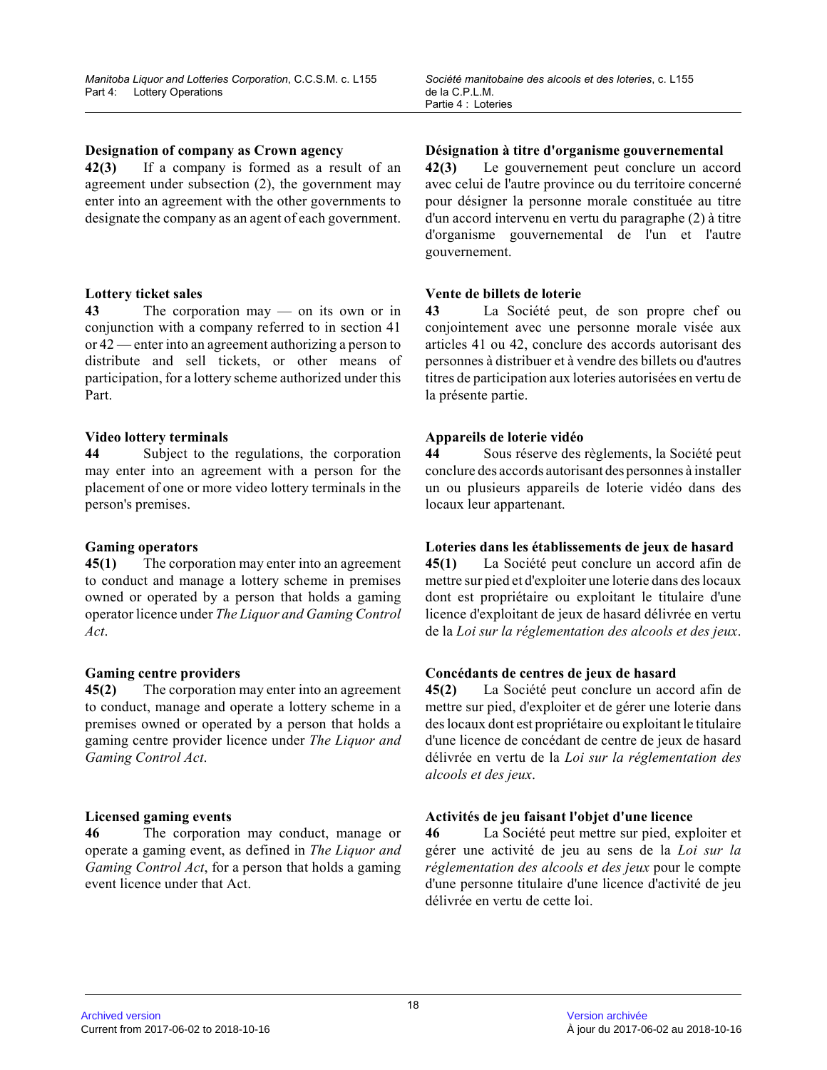**Designation of company as Crown agency**

**42(3)** If a company is formed as a result of an agreement under subsection (2), the government may enter into an agreement with the other governments to designate the company as an agent of each government.

**Lottery ticket sales**

**43** The corporation may — on its own or in conjunction with a company referred to in section 41 or 42 — enter into an agreement authorizing a person to distribute and sell tickets, or other means of participation, for a lottery scheme authorized under this Part.

**Video lottery terminals**

**44** Subject to the regulations, the corporation may enter into an agreement with a person for the placement of one or more video lottery terminals in the person's premises.

**Gaming operators**

**45(1)** The corporation may enter into an agreement to conduct and manage a lottery scheme in premises owned or operated by a person that holds a gaming operator licence under *The Liquor and Gaming Control Act*.

**Gaming centre providers**

**45(2)** The corporation may enter into an agreement to conduct, manage and operate a lottery scheme in a premises owned or operated by a person that holds a gaming centre provider licence under *The Liquor and Gaming Control Act*.

**Licensed gaming events**

**46** The corporation may conduct, manage or operate a gaming event, as defined in *The Liquor and Gaming Control Act*, for a person that holds a gaming event licence under that Act.

**Désignation à titre d'organisme gouvernemental**

**42(3)** Le gouvernement peut conclure un accord avec celui de l'autre province ou du territoire concerné pour désigner la personne morale constituée au titre d'un accord intervenu en vertu du paragraphe (2) à titre d'organisme gouvernemental de l'un et l'autre gouvernement.

**Vente de billets de loterie**

**43** La Société peut, de son propre chef ou conjointement avec une personne morale visée aux articles 41 ou 42, conclure des accords autorisant des personnes à distribuer et à vendre des billets ou d'autres titres de participation aux loteries autorisées en vertu de la présente partie.

**Appareils de loterie vidéo**

**44** Sous réserve des règlements, la Société peut conclure des accords autorisant des personnes à installer un ou plusieurs appareils de loterie vidéo dans des locaux leur appartenant.

**Loteries dans les établissements de jeux de hasard**

**45(1)** La Société peut conclure un accord afin de mettre sur pied et d'exploiter une loterie dans des locaux dont est propriétaire ou exploitant le titulaire d'une licence d'exploitant de jeux de hasard délivrée en vertu de la *Loi sur la réglementation des alcools et des jeux*.

**Concédants de centres de jeux de hasard**

**45(2)** La Société peut conclure un accord afin de mettre sur pied, d'exploiter et de gérer une loterie dans des locaux dont est propriétaire ou exploitant le titulaire d'une licence de concédant de centre de jeux de hasard délivrée en vertu de la *Loi sur la réglementation des alcools et des jeux*.

**Activités de jeu faisant l'objet d'une licence**

**46** La Société peut mettre sur pied, exploiter et gérer une activité de jeu au sens de la *Loi sur la réglementation des alcools et des jeux* pour le compte d'une personne titulaire d'une licence d'activité de jeu délivrée en vertu de cette loi.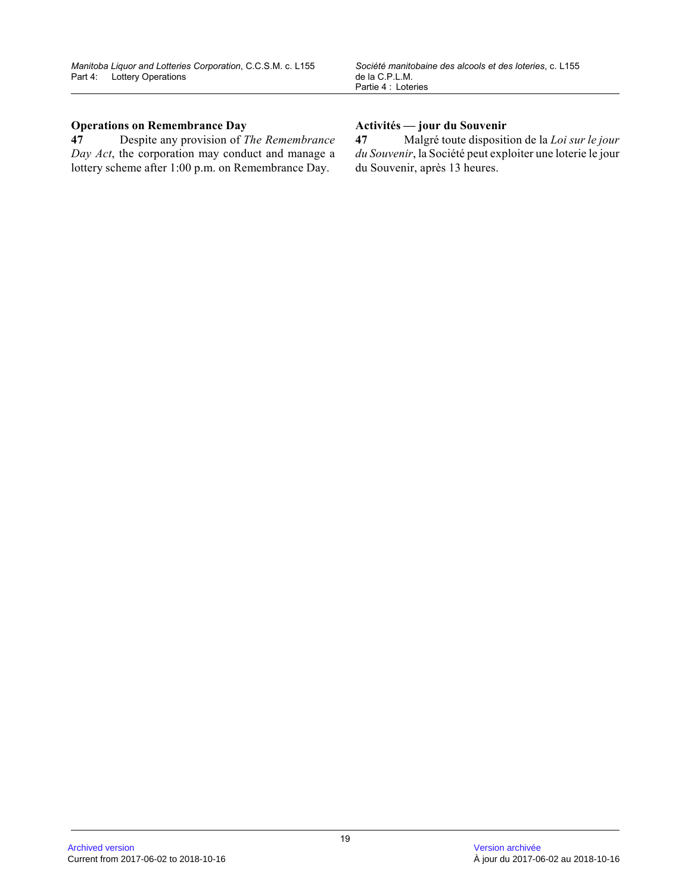**Operations on Remembrance Day**

**47** Despite any provision of *The Remembrance Day Act*, the corporation may conduct and manage a lottery scheme after 1:00 p.m. on Remembrance Day.

**Activités — jour du Souvenir**

**47** Malgré toute disposition de la *Loi sur le jour du Souvenir*, la Société peut exploiter une loterie le jour du Souvenir, après 13 heures.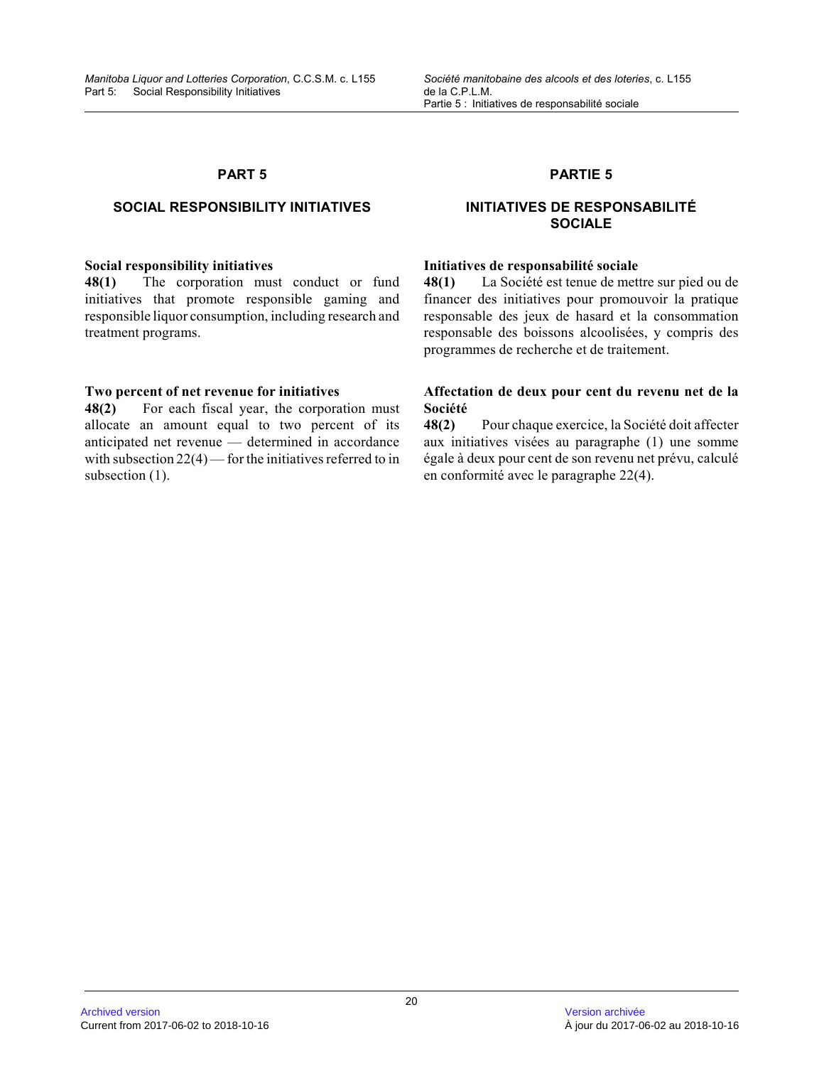## PART 5

### SOCIAL RESPONSIBILITY INITIATIVES

**Social responsibility initiatives**
**48(1)** The corporation must conduct or fund initiatives that promote responsible gaming and responsible liquor consumption, including research and treatment programs.

**Two percent of net revenue for initiatives**
**48(2)** For each fiscal year, the corporation must allocate an amount equal to two percent of its anticipated net revenue — determined in accordance with subsection 22(4) — for the initiatives referred to in subsection (1).

## PARTIE 5

### INITIATIVES DE RESPONSABILITÉ SOCIALE

**Initiatives de responsabilité sociale**
**48(1)** La Société est tenue de mettre sur pied ou de financer des initiatives pour promouvoir la pratique responsable des jeux de hasard et la consommation responsable des boissons alcoolisées, y compris des programmes de recherche et de traitement.

**Affectation de deux pour cent du revenu net de la Société**
**48(2)** Pour chaque exercice, la Société doit affecter aux initiatives visées au paragraphe (1) une somme égale à deux pour cent de son revenu net prévu, calculé en conformité avec le paragraphe 22(4).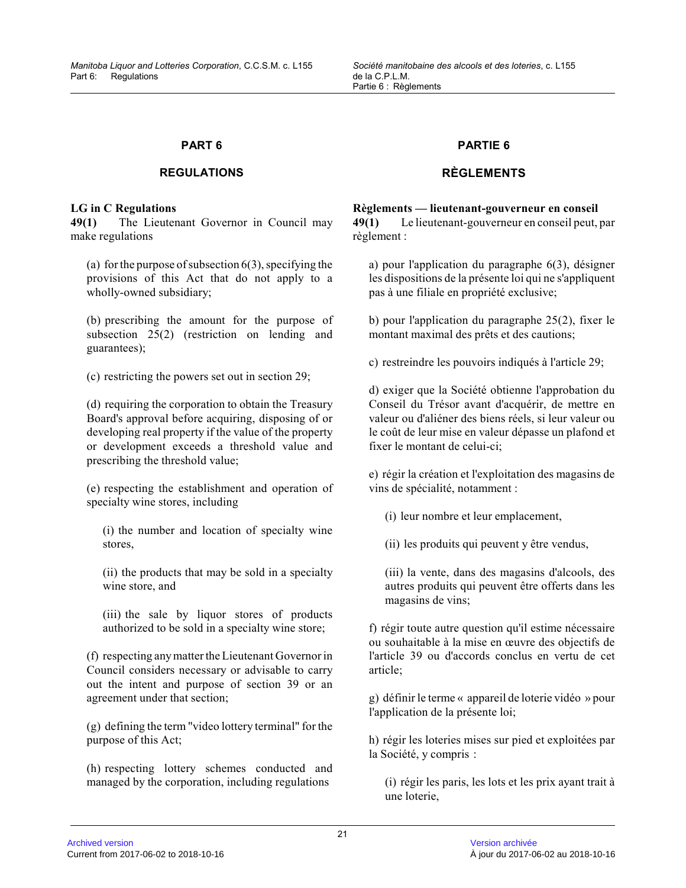## PART 6

## REGULATIONS

**LG in C Regulations**

**49(1)** The Lieutenant Governor in Council may make regulations

(a) for the purpose of subsection 6(3), specifying the provisions of this Act that do not apply to a wholly-owned subsidiary;

(b) prescribing the amount for the purpose of subsection 25(2) (restriction on lending and guarantees);

(c) restricting the powers set out in section 29;

(d) requiring the corporation to obtain the Treasury Board's approval before acquiring, disposing of or developing real property if the value of the property or development exceeds a threshold value and prescribing the threshold value;

(e) respecting the establishment and operation of specialty wine stores, including

(i) the number and location of specialty wine stores,

(ii) the products that may be sold in a specialty wine store, and

(iii) the sale by liquor stores of products authorized to be sold in a specialty wine store;

(f) respecting any matter the Lieutenant Governor in Council considers necessary or advisable to carry out the intent and purpose of section 39 or an agreement under that section;

(g) defining the term "video lottery terminal" for the purpose of this Act;

(h) respecting lottery schemes conducted and managed by the corporation, including regulations

## PARTIE 6

## RÈGLEMENTS

**Règlements — lieutenant-gouverneur en conseil**

**49(1)** Le lieutenant-gouverneur en conseil peut, par règlement :

a) pour l'application du paragraphe 6(3), désigner les dispositions de la présente loi qui ne s'appliquent pas à une filiale en propriété exclusive;

b) pour l'application du paragraphe 25(2), fixer le montant maximal des prêts et des cautions;

c) restreindre les pouvoirs indiqués à l'article 29;

d) exiger que la Société obtienne l'approbation du Conseil du Trésor avant d'acquérir, de mettre en valeur ou d'aliéner des biens réels, si leur valeur ou le coût de leur mise en valeur dépasse un plafond et fixer le montant de celui-ci;

e) régir la création et l'exploitation des magasins de vins de spécialité, notamment :

(i) leur nombre et leur emplacement,

(ii) les produits qui peuvent y être vendus,

(iii) la vente, dans des magasins d'alcools, des autres produits qui peuvent être offerts dans les magasins de vins;

f) régir toute autre question qu'il estime nécessaire ou souhaitable à la mise en œuvre des objectifs de l'article 39 ou d'accords conclus en vertu de cet article;

g) définir le terme « appareil de loterie vidéo » pour l'application de la présente loi;

h) régir les loteries mises sur pied et exploitées par la Société, y compris :

(i) régir les paris, les lots et les prix ayant trait à une loterie,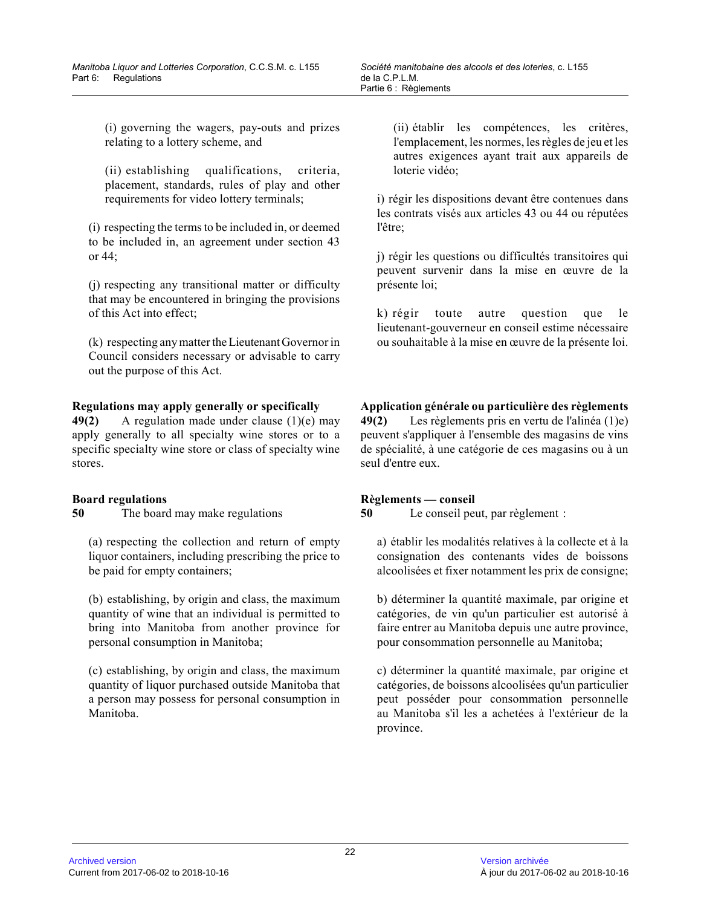(i) governing the wagers, pay-outs and prizes relating to a lottery scheme, and

(ii) establishing qualifications, criteria, placement, standards, rules of play and other requirements for video lottery terminals;

(i) respecting the terms to be included in, or deemed to be included in, an agreement under section 43 or 44;

(j) respecting any transitional matter or difficulty that may be encountered in bringing the provisions of this Act into effect;

(k) respecting any matter the Lieutenant Governor in Council considers necessary or advisable to carry out the purpose of this Act.

**Regulations may apply generally or specifically**

**49(2)** A regulation made under clause (1)(e) may apply generally to all specialty wine stores or to a specific specialty wine store or class of specialty wine stores.

**Board regulations**

**50** The board may make regulations

(a) respecting the collection and return of empty liquor containers, including prescribing the price to be paid for empty containers;

(b) establishing, by origin and class, the maximum quantity of wine that an individual is permitted to bring into Manitoba from another province for personal consumption in Manitoba;

(c) establishing, by origin and class, the maximum quantity of liquor purchased outside Manitoba that a person may possess for personal consumption in Manitoba.

(ii) établir les compétences, les critères, l'emplacement, les normes, les règles de jeu et les autres exigences ayant trait aux appareils de loterie vidéo;

i) régir les dispositions devant être contenues dans les contrats visés aux articles 43 ou 44 ou réputées l'être;

j) régir les questions ou difficultés transitoires qui peuvent survenir dans la mise en œuvre de la présente loi;

k) régir toute autre question que le lieutenant-gouverneur en conseil estime nécessaire ou souhaitable à la mise en œuvre de la présente loi.

**Application générale ou particulière des règlements**

**49(2)** Les règlements pris en vertu de l'alinéa (1)e) peuvent s'appliquer à l'ensemble des magasins de vins de spécialité, à une catégorie de ces magasins ou à un seul d'entre eux.

**Règlements — conseil**

**50** Le conseil peut, par règlement :

a) établir les modalités relatives à la collecte et à la consignation des contenants vides de boissons alcoolisées et fixer notamment les prix de consigne;

b) déterminer la quantité maximale, par origine et catégories, de vin qu'un particulier est autorisé à faire entrer au Manitoba depuis une autre province, pour consommation personnelle au Manitoba;

c) déterminer la quantité maximale, par origine et catégories, de boissons alcoolisées qu'un particulier peut posséder pour consommation personnelle au Manitoba s'il les a achetées à l'extérieur de la province.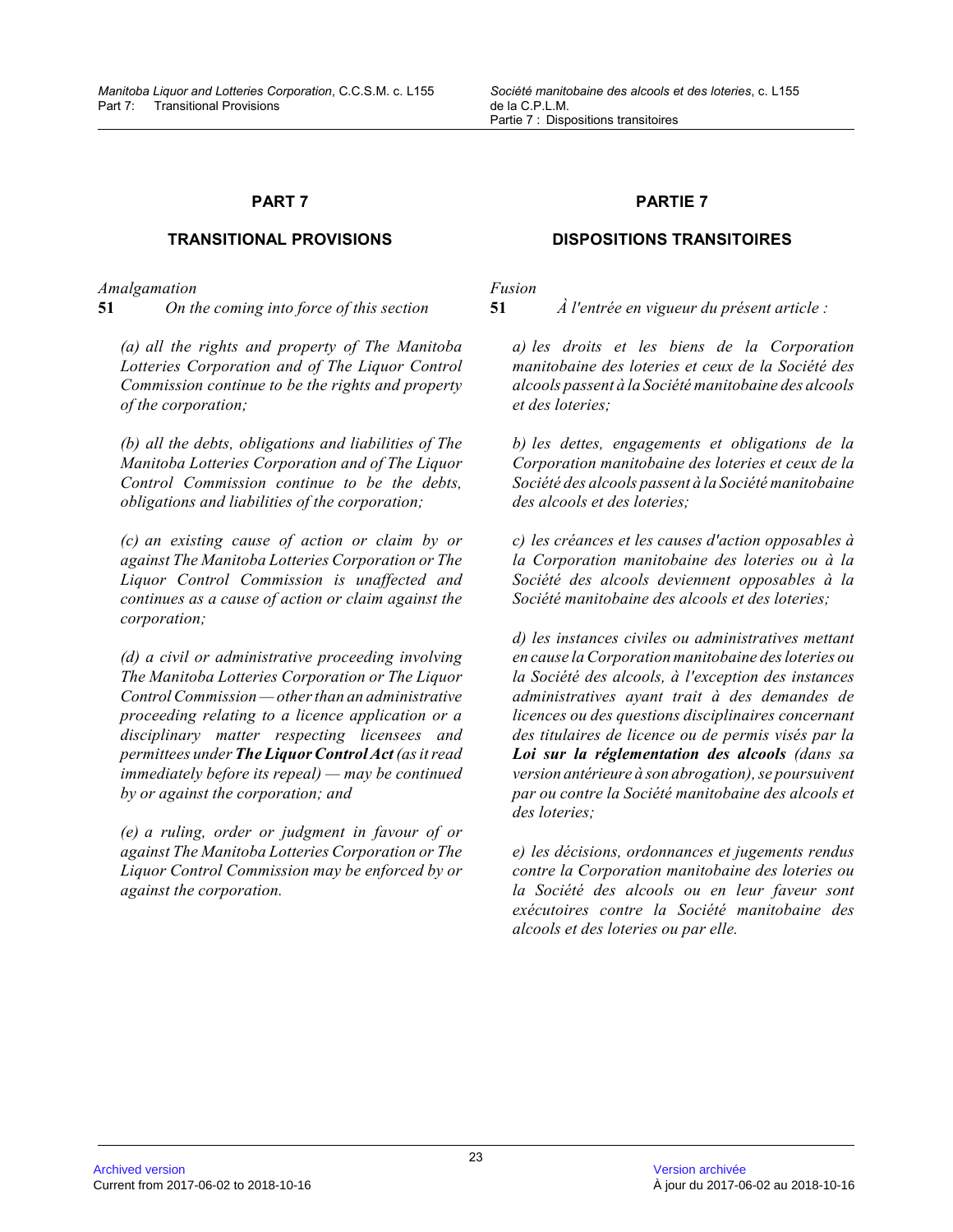## PART 7

## TRANSITIONAL PROVISIONS

*Amalgamation*

**51** *On the coming into force of this section*

*(a) all the rights and property of The Manitoba Lotteries Corporation and of The Liquor Control Commission continue to be the rights and property of the corporation;*

*(b) all the debts, obligations and liabilities of The Manitoba Lotteries Corporation and of The Liquor Control Commission continue to be the debts, obligations and liabilities of the corporation;*

*(c) an existing cause of action or claim by or against The Manitoba Lotteries Corporation or The Liquor Control Commission is unaffected and continues as a cause of action or claim against the corporation;*

*(d) a civil or administrative proceeding involving The Manitoba Lotteries Corporation or The Liquor Control Commission — other than an administrative proceeding relating to a licence application or a disciplinary matter respecting licensees and permittees under* ***The Liquor Control Act*** *(as it read immediately before its repeal) — may be continued by or against the corporation; and*

*(e) a ruling, order or judgment in favour of or against The Manitoba Lotteries Corporation or The Liquor Control Commission may be enforced by or against the corporation.*

## PARTIE 7

## DISPOSITIONS TRANSITOIRES

*Fusion*

**51** *À l'entrée en vigueur du présent article :*

*a) les droits et les biens de la Corporation manitobaine des loteries et ceux de la Société des alcools passent à la Société manitobaine des alcools et des loteries;*

*b) les dettes, engagements et obligations de la Corporation manitobaine des loteries et ceux de la Société des alcools passent à la Société manitobaine des alcools et des loteries;*

*c) les créances et les causes d'action opposables à la Corporation manitobaine des loteries ou à la Société des alcools deviennent opposables à la Société manitobaine des alcools et des loteries;*

*d) les instances civiles ou administratives mettant en cause la Corporation manitobaine des loteries ou la Société des alcools, à l'exception des instances administratives ayant trait à des demandes de licences ou des questions disciplinaires concernant des titulaires de licence ou de permis visés par la* ***Loi sur la réglementation des alcools*** *(dans sa version antérieure à son abrogation), se poursuivent par ou contre la Société manitobaine des alcools et des loteries;*

*e) les décisions, ordonnances et jugements rendus contre la Corporation manitobaine des loteries ou la Société des alcools ou en leur faveur sont exécutoires contre la Société manitobaine des alcools et des loteries ou par elle.*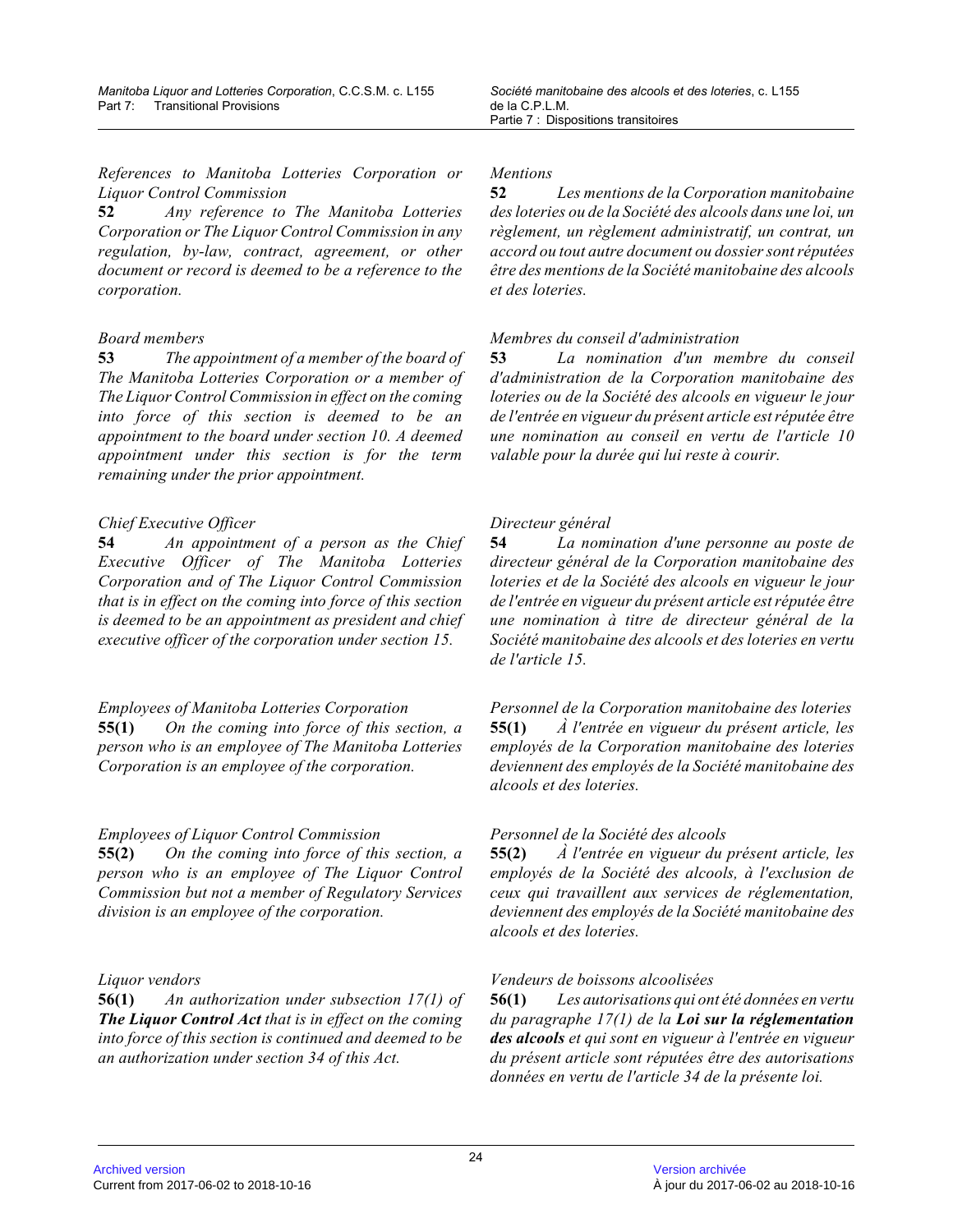*References to Manitoba Lotteries Corporation or Liquor Control Commission*

**52** *Any reference to The Manitoba Lotteries Corporation or The Liquor Control Commission in any regulation, by-law, contract, agreement, or other document or record is deemed to be a reference to the corporation.*

*Board members*

**53** *The appointment of a member of the board of The Manitoba Lotteries Corporation or a member of The Liquor Control Commission in effect on the coming into force of this section is deemed to be an appointment to the board under section 10. A deemed appointment under this section is for the term remaining under the prior appointment.*

*Chief Executive Officer*

**54** *An appointment of a person as the Chief Executive Officer of The Manitoba Lotteries Corporation and of The Liquor Control Commission that is in effect on the coming into force of this section is deemed to be an appointment as president and chief executive officer of the corporation under section 15.*

*Employees of Manitoba Lotteries Corporation*

**55(1)** *On the coming into force of this section, a person who is an employee of The Manitoba Lotteries Corporation is an employee of the corporation.*

*Employees of Liquor Control Commission*

**55(2)** *On the coming into force of this section, a person who is an employee of The Liquor Control Commission but not a member of Regulatory Services division is an employee of the corporation.*

*Liquor vendors*

**56(1)** *An authorization under subsection 17(1) of* ***The Liquor Control Act*** *that is in effect on the coming into force of this section is continued and deemed to be an authorization under section 34 of this Act.*

*Mentions*

**52** *Les mentions de la Corporation manitobaine des loteries ou de la Société des alcools dans une loi, un règlement, un règlement administratif, un contrat, un accord ou tout autre document ou dossier sont réputées être des mentions de la Société manitobaine des alcools et des loteries.*

*Membres du conseil d'administration*

**53** *La nomination d'un membre du conseil d'administration de la Corporation manitobaine des loteries ou de la Société des alcools en vigueur le jour de l'entrée en vigueur du présent article est réputée être une nomination au conseil en vertu de l'article 10 valable pour la durée qui lui reste à courir.*

*Directeur général*

**54** *La nomination d'une personne au poste de directeur général de la Corporation manitobaine des loteries et de la Société des alcools en vigueur le jour de l'entrée en vigueur du présent article est réputée être une nomination à titre de directeur général de la Société manitobaine des alcools et des loteries en vertu de l'article 15.*

*Personnel de la Corporation manitobaine des loteries*

**55(1)** *À l'entrée en vigueur du présent article, les employés de la Corporation manitobaine des loteries deviennent des employés de la Société manitobaine des alcools et des loteries.*

*Personnel de la Société des alcools*

**55(2)** *À l'entrée en vigueur du présent article, les employés de la Société des alcools, à l'exclusion de ceux qui travaillent aux services de réglementation, deviennent des employés de la Société manitobaine des alcools et des loteries.*

*Vendeurs de boissons alcoolisées*

**56(1)** *Les autorisations qui ont été données en vertu du paragraphe 17(1) de la* ***Loi sur la réglementation des alcools*** *et qui sont en vigueur à l'entrée en vigueur du présent article sont réputées être des autorisations données en vertu de l'article 34 de la présente loi.*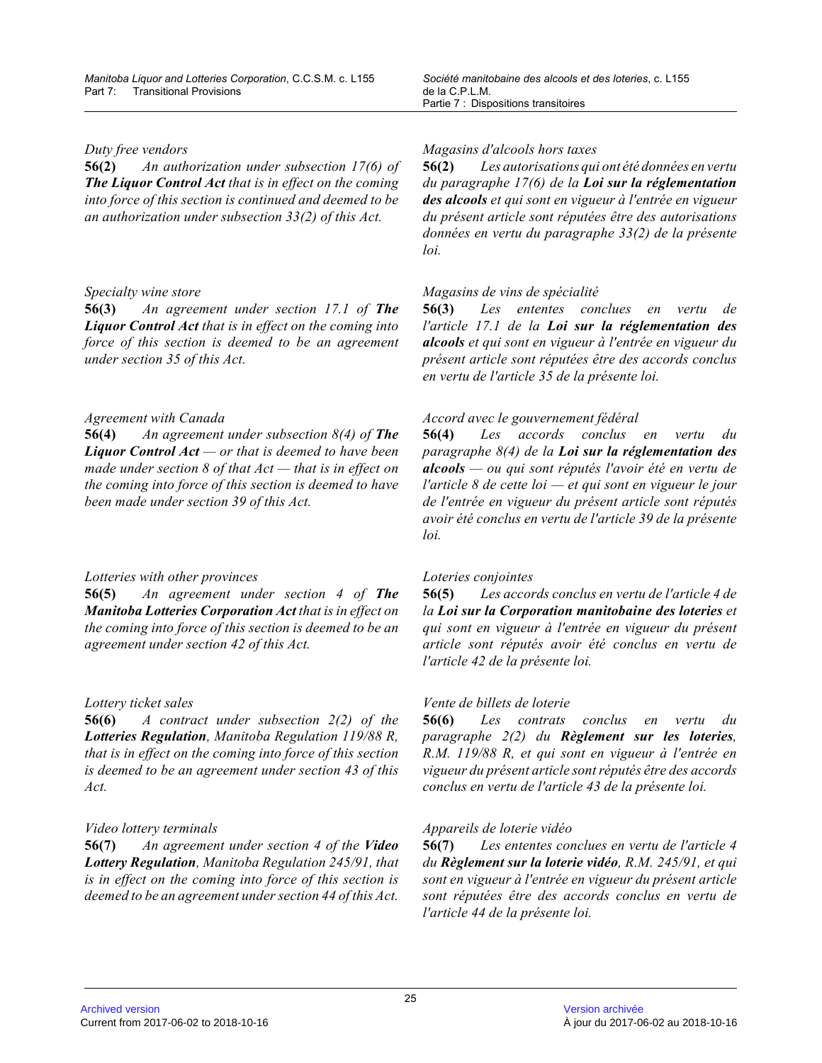*Duty free vendors*

**56(2)** *An authorization under subsection 17(6) of* ***The Liquor Control Act*** *that is in effect on the coming into force of this section is continued and deemed to be an authorization under subsection 33(2) of this Act.*

*Magasins d'alcools hors taxes*

**56(2)** *Les autorisations qui ont été données en vertu du paragraphe 17(6) de la* ***Loi sur la réglementation des alcools*** *et qui sont en vigueur à l'entrée en vigueur du présent article sont réputées être des autorisations données en vertu du paragraphe 33(2) de la présente loi.*

*Specialty wine store*

**56(3)** *An agreement under section 17.1 of* ***The Liquor Control Act*** *that is in effect on the coming into force of this section is deemed to be an agreement under section 35 of this Act.*

*Magasins de vins de spécialité*

**56(3)** *Les ententes conclues en vertu de l'article 17.1 de la* ***Loi sur la réglementation des alcools*** *et qui sont en vigueur à l'entrée en vigueur du présent article sont réputées être des accords conclus en vertu de l'article 35 de la présente loi.*

*Agreement with Canada*

**56(4)** *An agreement under subsection 8(4) of* ***The Liquor Control Act*** *— or that is deemed to have been made under section 8 of that Act — that is in effect on the coming into force of this section is deemed to have been made under section 39 of this Act.*

*Accord avec le gouvernement fédéral*

**56(4)** *Les accords conclus en vertu du paragraphe 8(4) de la* ***Loi sur la réglementation des alcools*** *— ou qui sont réputés l'avoir été en vertu de l'article 8 de cette loi — et qui sont en vigueur le jour de l'entrée en vigueur du présent article sont réputés avoir été conclus en vertu de l'article 39 de la présente loi.*

*Lotteries with other provinces*

**56(5)** *An agreement under section 4 of* ***The Manitoba Lotteries Corporation Act*** *that is in effect on the coming into force of this section is deemed to be an agreement under section 42 of this Act.*

*Loteries conjointes*

**56(5)** *Les accords conclus en vertu de l'article 4 de la* ***Loi sur la Corporation manitobaine des loteries*** *et qui sont en vigueur à l'entrée en vigueur du présent article sont réputés avoir été conclus en vertu de l'article 42 de la présente loi.*

*Lottery ticket sales*

**56(6)** *A contract under subsection 2(2) of the* ***Lotteries Regulation****, Manitoba Regulation 119/88 R, that is in effect on the coming into force of this section is deemed to be an agreement under section 43 of this Act.*

*Vente de billets de loterie*

**56(6)** *Les contrats conclus en vertu du paragraphe 2(2) du* ***Règlement sur les loteries****, R.M. 119/88 R, et qui sont en vigueur à l'entrée en vigueur du présent article sont réputés être des accords conclus en vertu de l'article 43 de la présente loi.*

*Video lottery terminals*

**56(7)** *An agreement under section 4 of the* ***Video Lottery Regulation****, Manitoba Regulation 245/91, that is in effect on the coming into force of this section is deemed to be an agreement under section 44 of this Act.*

*Appareils de loterie vidéo*

**56(7)** *Les ententes conclues en vertu de l'article 4 du* ***Règlement sur la loterie vidéo****, R.M. 245/91, et qui sont en vigueur à l'entrée en vigueur du présent article sont réputées être des accords conclus en vertu de l'article 44 de la présente loi.*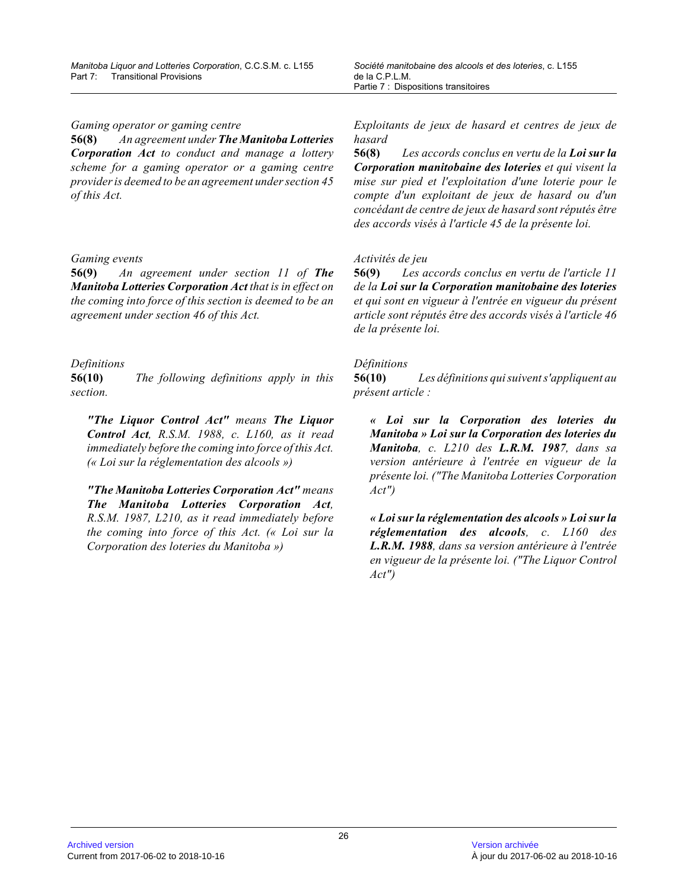*Gaming operator or gaming centre*

**56(8)** *An agreement under* ***The Manitoba Lotteries Corporation Act*** *to conduct and manage a lottery scheme for a gaming operator or a gaming centre provider is deemed to be an agreement under section 45 of this Act.*

*Gaming events*

**56(9)** *An agreement under section 11 of* ***The Manitoba Lotteries Corporation Act*** *that is in effect on the coming into force of this section is deemed to be an agreement under section 46 of this Act.*

*Definitions*

**56(10)** *The following definitions apply in this section.*

> ***"The Liquor Control Act"*** *means* ***The Liquor Control Act****, R.S.M. 1988, c. L160, as it read immediately before the coming into force of this Act. (« Loi sur la réglementation des alcools »)*
>
> ***"The Manitoba Lotteries Corporation Act"*** *means* ***The Manitoba Lotteries Corporation Act****, R.S.M. 1987, L210, as it read immediately before the coming into force of this Act. (« Loi sur la Corporation des loteries du Manitoba »)*

*Exploitants de jeux de hasard et centres de jeux de hasard*

**56(8)** *Les accords conclus en vertu de la* ***Loi sur la Corporation manitobaine des loteries*** *et qui visent la mise sur pied et l'exploitation d'une loterie pour le compte d'un exploitant de jeux de hasard ou d'un concédant de centre de jeux de hasard sont réputés être des accords visés à l'article 45 de la présente loi.*

*Activités de jeu*

**56(9)** *Les accords conclus en vertu de l'article 11 de la* ***Loi sur la Corporation manitobaine des loteries*** *et qui sont en vigueur à l'entrée en vigueur du présent article sont réputés être des accords visés à l'article 46 de la présente loi.*

*Définitions*

**56(10)** *Les définitions qui suivent s'appliquent au présent article :*

> ***« Loi sur la Corporation des loteries du Manitoba » Loi sur la Corporation des loteries du Manitoba****, c. L210 des* ***L.R.M. 1987****, dans sa version antérieure à l'entrée en vigueur de la présente loi. ("The Manitoba Lotteries Corporation Act")*
>
> ***« Loi sur la réglementation des alcools » Loi sur la réglementation des alcools****, c. L160 des* ***L.R.M. 1988****, dans sa version antérieure à l'entrée en vigueur de la présente loi. ("The Liquor Control Act")*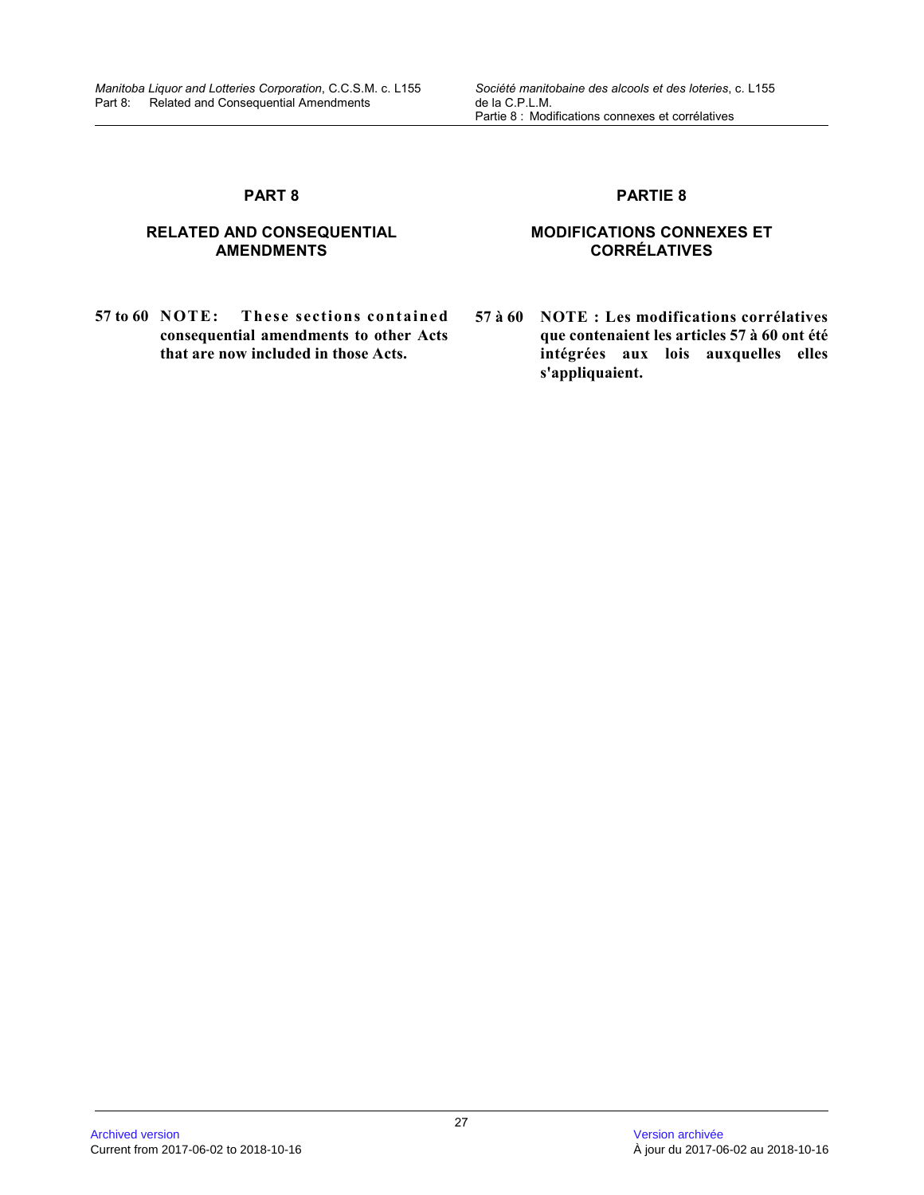## PART 8

### RELATED AND CONSEQUENTIAL AMENDMENTS

**57 to 60** **NOTE: These sections contained consequential amendments to other Acts that are now included in those Acts.**

## PARTIE 8

### MODIFICATIONS CONNEXES ET CORRÉLATIVES

**57 à 60** **NOTE : Les modifications corrélatives que contenaient les articles 57 à 60 ont été intégrées aux lois auxquelles elles s'appliquaient.**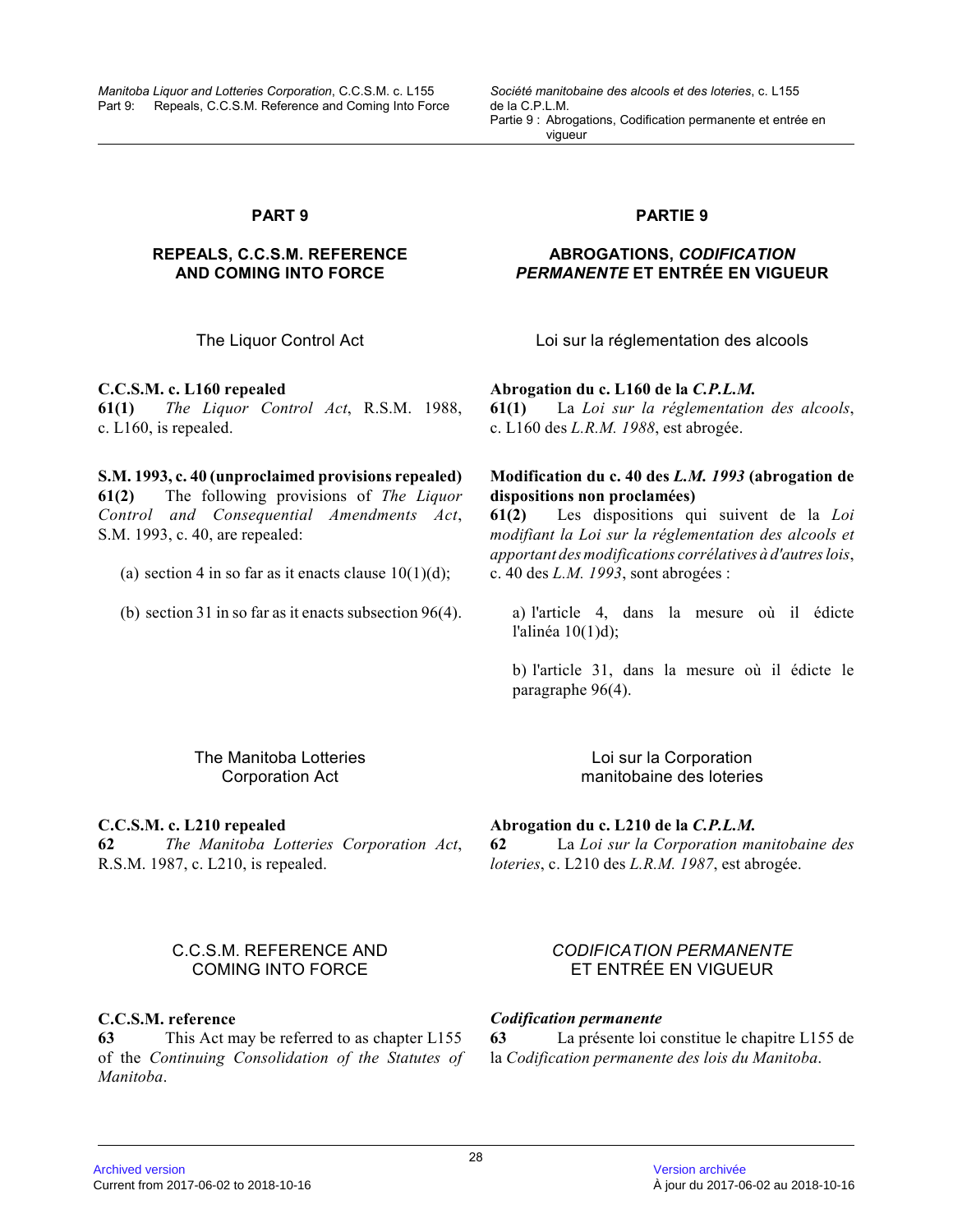## PART 9

### REPEALS, C.C.S.M. REFERENCE AND COMING INTO FORCE

The Liquor Control Act

**C.C.S.M. c. L160 repealed**

**61(1)** *The Liquor Control Act*, R.S.M. 1988, c. L160, is repealed.

**S.M. 1993, c. 40 (unproclaimed provisions repealed)**

**61(2)** The following provisions of *The Liquor Control and Consequential Amendments Act*, S.M. 1993, c. 40, are repealed:

(a) section 4 in so far as it enacts clause 10(1)(d);

(b) section 31 in so far as it enacts subsection 96(4).

The Manitoba Lotteries Corporation Act

**C.C.S.M. c. L210 repealed**

**62** *The Manitoba Lotteries Corporation Act*, R.S.M. 1987, c. L210, is repealed.

C.C.S.M. REFERENCE AND COMING INTO FORCE

**C.C.S.M. reference**

**63** This Act may be referred to as chapter L155 of the *Continuing Consolidation of the Statutes of Manitoba*.

## PARTIE 9

### ABROGATIONS, *CODIFICATION PERMANENTE* ET ENTRÉE EN VIGUEUR

Loi sur la réglementation des alcools

**Abrogation du c. L160 de la *C.P.L.M.***

**61(1)** La *Loi sur la réglementation des alcools*, c. L160 des *L.R.M. 1988*, est abrogée.

**Modification du c. 40 des *L.M. 1993* (abrogation de dispositions non proclamées)**

**61(2)** Les dispositions qui suivent de la *Loi modifiant la Loi sur la réglementation des alcools et apportant des modifications corrélatives à d'autres lois*, c. 40 des *L.M. 1993*, sont abrogées :

a) l'article 4, dans la mesure où il édicte l'alinéa 10(1)d);

b) l'article 31, dans la mesure où il édicte le paragraphe 96(4).

Loi sur la Corporation manitobaine des loteries

**Abrogation du c. L210 de la *C.P.L.M.***

**62** La *Loi sur la Corporation manitobaine des loteries*, c. L210 des *L.R.M. 1987*, est abrogée.

*CODIFICATION PERMANENTE* ET ENTRÉE EN VIGUEUR

***Codification permanente***

**63** La présente loi constitue le chapitre L155 de la *Codification permanente des lois du Manitoba*.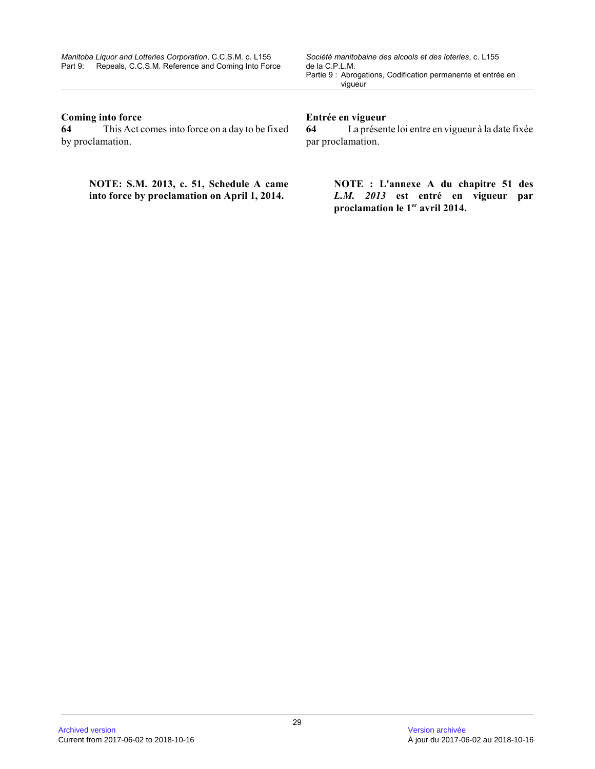**Coming into force**

**64** This Act comes into force on a day to be fixed by proclamation.

**NOTE: S.M. 2013, c. 51, Schedule A came into force by proclamation on April 1, 2014.**

**Entrée en vigueur**

**64** La présente loi entre en vigueur à la date fixée par proclamation.

**NOTE : L'annexe A du chapitre 51 des *L.M. 2013* est entré en vigueur par proclamation le 1[er] avril 2014.**